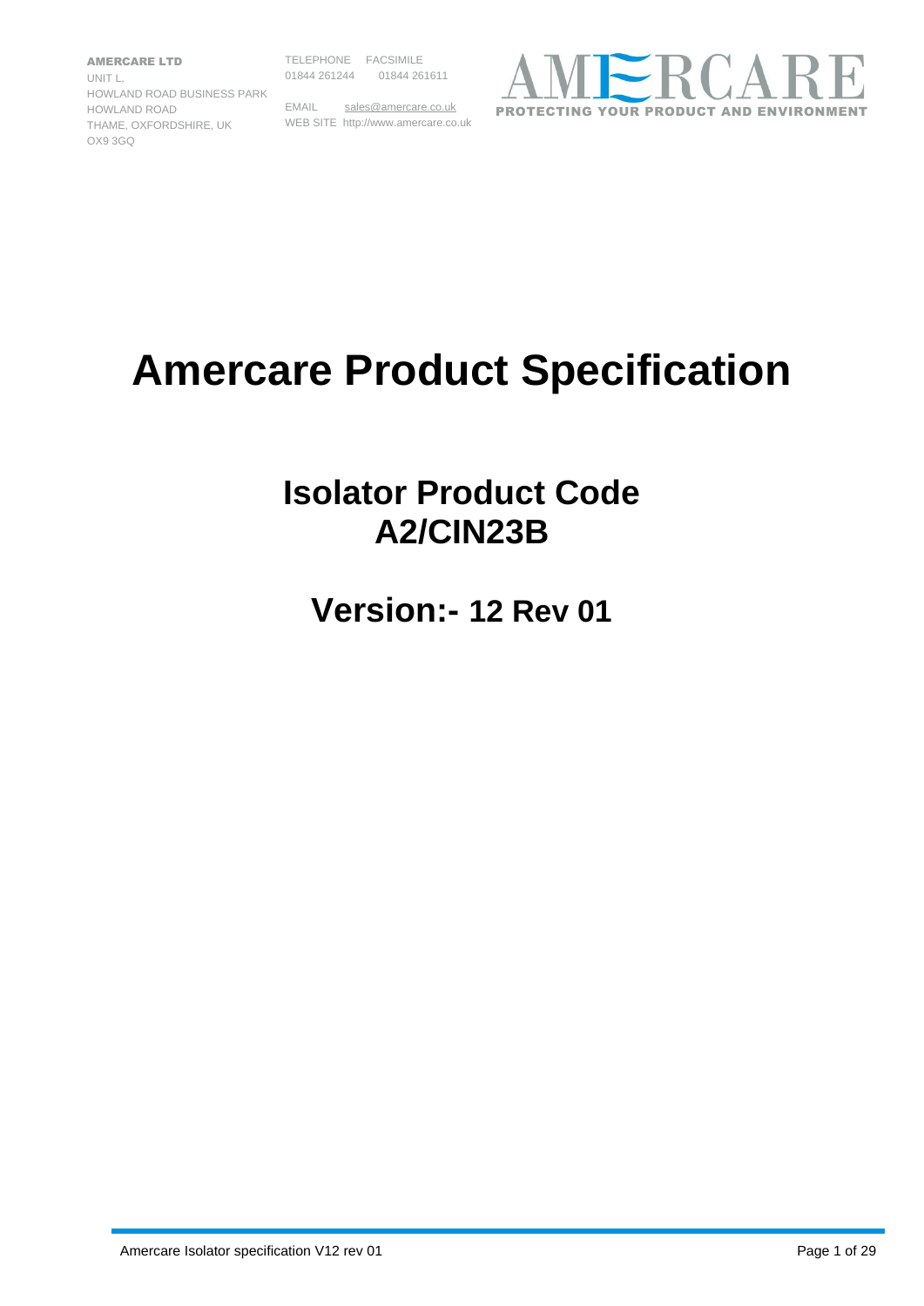**AMERCARE LTD**
UNIT L,
HOWLAND ROAD BUSINESS PARK
HOWLAND ROAD
THAME, OXFORDSHIRE, UK
OX9 3GQ

TELEPHONE 01844 261244
FACSIMILE 01844 261611

EMAIL sales@amercare.co.uk
WEB SITE http://www.amercare.co.uk

AMERCARE
PROTECTING YOUR PRODUCT AND ENVIRONMENT

# Amercare Product Specification

## Isolator Product Code A2/CIN23B

## Version:- 12 Rev 01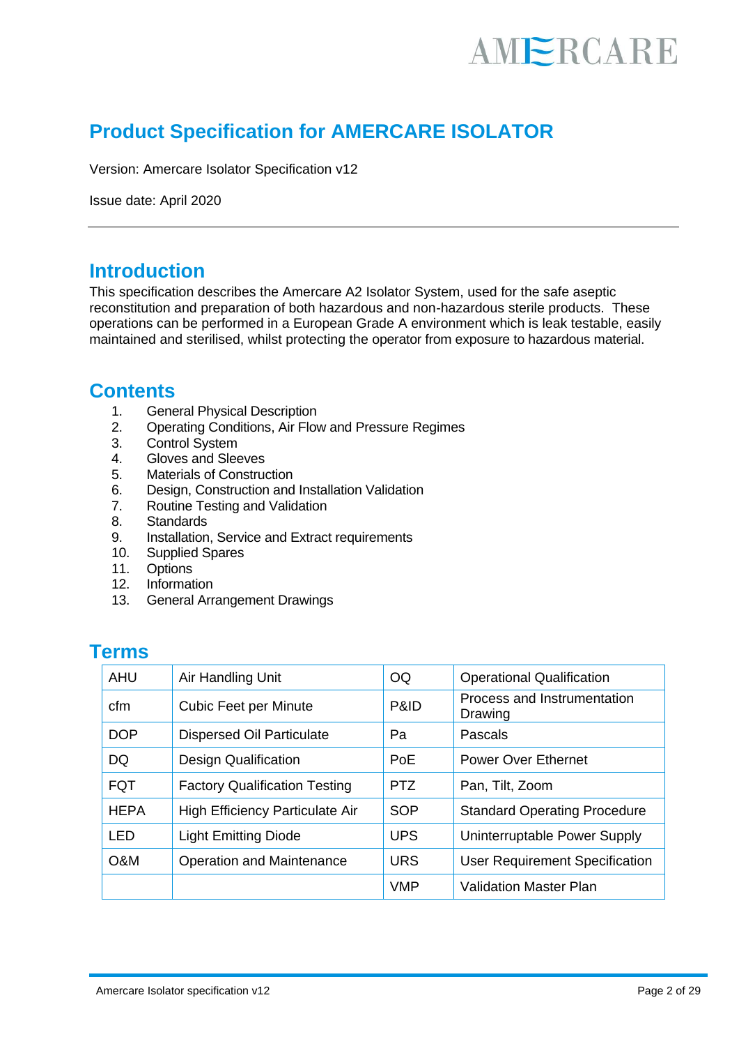# Product Specification for AMERCARE ISOLATOR

Version: Amercare Isolator Specification v12

Issue date: April 2020

---

## Introduction

This specification describes the Amercare A2 Isolator System, used for the safe aseptic reconstitution and preparation of both hazardous and non-hazardous sterile products. These operations can be performed in a European Grade A environment which is leak testable, easily maintained and sterilised, whilst protecting the operator from exposure to hazardous material.

## Contents

1. General Physical Description
2. Operating Conditions, Air Flow and Pressure Regimes
3. Control System
4. Gloves and Sleeves
5. Materials of Construction
6. Design, Construction and Installation Validation
7. Routine Testing and Validation
8. Standards
9. Installation, Service and Extract requirements
10. Supplied Spares
11. Options
12. Information
13. General Arrangement Drawings

## Terms

| | | | |
|---|---|---|---|
| AHU | Air Handling Unit | OQ | Operational Qualification |
| cfm | Cubic Feet per Minute | P&ID | Process and Instrumentation Drawing |
| DOP | Dispersed Oil Particulate | Pa | Pascals |
| DQ | Design Qualification | PoE | Power Over Ethernet |
| FQT | Factory Qualification Testing | PTZ | Pan, Tilt, Zoom |
| HEPA | High Efficiency Particulate Air | SOP | Standard Operating Procedure |
| LED | Light Emitting Diode | UPS | Uninterruptable Power Supply |
| O&M | Operation and Maintenance | URS | User Requirement Specification |
| | | VMP | Validation Master Plan |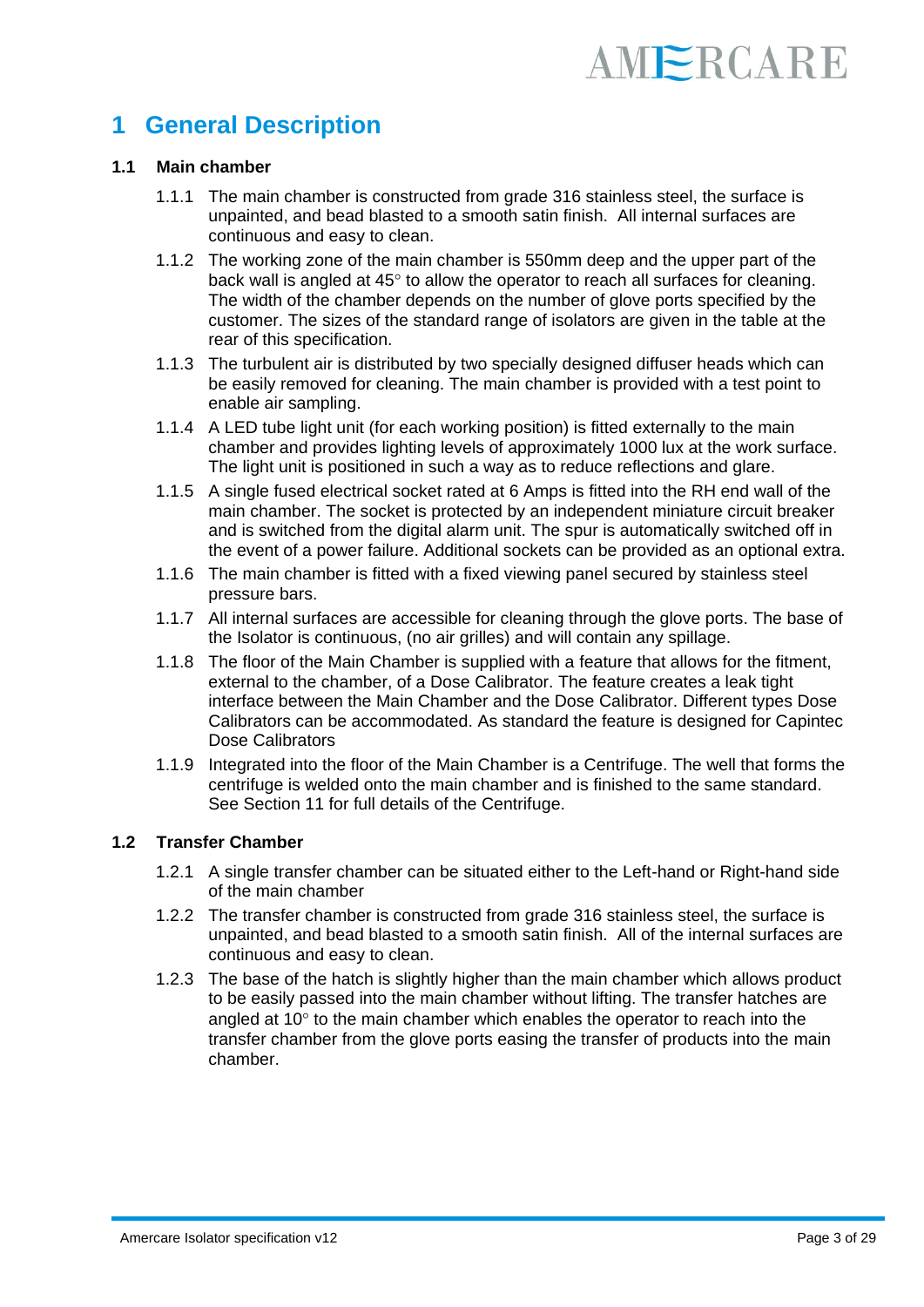# 1 General Description

## 1.1 Main chamber

1.1.1 The main chamber is constructed from grade 316 stainless steel, the surface is unpainted, and bead blasted to a smooth satin finish. All internal surfaces are continuous and easy to clean.

1.1.2 The working zone of the main chamber is 550mm deep and the upper part of the back wall is angled at 45° to allow the operator to reach all surfaces for cleaning. The width of the chamber depends on the number of glove ports specified by the customer. The sizes of the standard range of isolators are given in the table at the rear of this specification.

1.1.3 The turbulent air is distributed by two specially designed diffuser heads which can be easily removed for cleaning. The main chamber is provided with a test point to enable air sampling.

1.1.4 A LED tube light unit (for each working position) is fitted externally to the main chamber and provides lighting levels of approximately 1000 lux at the work surface. The light unit is positioned in such a way as to reduce reflections and glare.

1.1.5 A single fused electrical socket rated at 6 Amps is fitted into the RH end wall of the main chamber. The socket is protected by an independent miniature circuit breaker and is switched from the digital alarm unit. The spur is automatically switched off in the event of a power failure. Additional sockets can be provided as an optional extra.

1.1.6 The main chamber is fitted with a fixed viewing panel secured by stainless steel pressure bars.

1.1.7 All internal surfaces are accessible for cleaning through the glove ports. The base of the Isolator is continuous, (no air grilles) and will contain any spillage.

1.1.8 The floor of the Main Chamber is supplied with a feature that allows for the fitment, external to the chamber, of a Dose Calibrator. The feature creates a leak tight interface between the Main Chamber and the Dose Calibrator. Different types Dose Calibrators can be accommodated. As standard the feature is designed for Capintec Dose Calibrators

1.1.9 Integrated into the floor of the Main Chamber is a Centrifuge. The well that forms the centrifuge is welded onto the main chamber and is finished to the same standard. See Section 11 for full details of the Centrifuge.

## 1.2 Transfer Chamber

1.2.1 A single transfer chamber can be situated either to the Left-hand or Right-hand side of the main chamber

1.2.2 The transfer chamber is constructed from grade 316 stainless steel, the surface is unpainted, and bead blasted to a smooth satin finish. All of the internal surfaces are continuous and easy to clean.

1.2.3 The base of the hatch is slightly higher than the main chamber which allows product to be easily passed into the main chamber without lifting. The transfer hatches are angled at 10° to the main chamber which enables the operator to reach into the transfer chamber from the glove ports easing the transfer of products into the main chamber.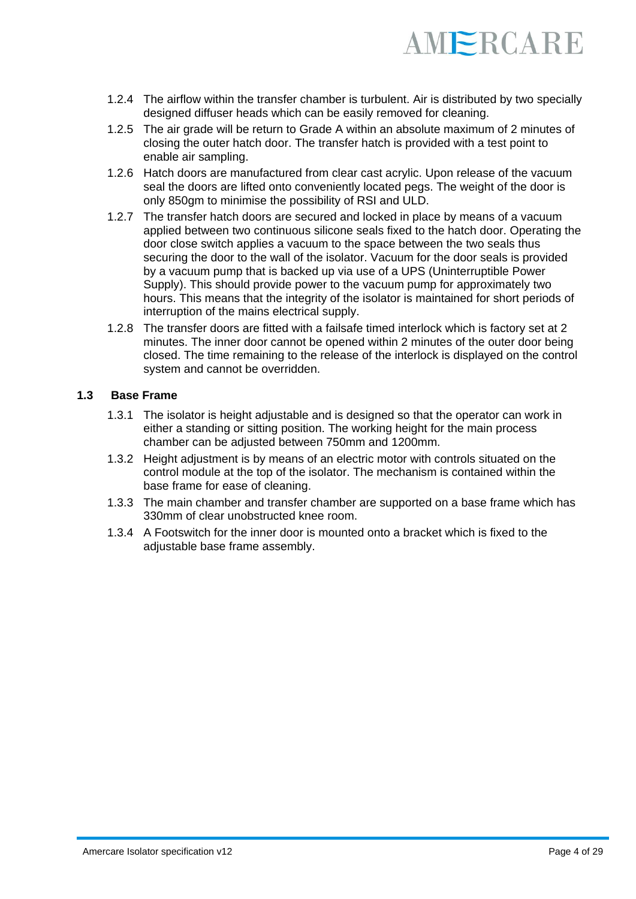1.2.4 The airflow within the transfer chamber is turbulent. Air is distributed by two specially designed diffuser heads which can be easily removed for cleaning.

1.2.5 The air grade will be return to Grade A within an absolute maximum of 2 minutes of closing the outer hatch door. The transfer hatch is provided with a test point to enable air sampling.

1.2.6 Hatch doors are manufactured from clear cast acrylic. Upon release of the vacuum seal the doors are lifted onto conveniently located pegs. The weight of the door is only 850gm to minimise the possibility of RSI and ULD.

1.2.7 The transfer hatch doors are secured and locked in place by means of a vacuum applied between two continuous silicone seals fixed to the hatch door. Operating the door close switch applies a vacuum to the space between the two seals thus securing the door to the wall of the isolator. Vacuum for the door seals is provided by a vacuum pump that is backed up via use of a UPS (Uninterruptible Power Supply). This should provide power to the vacuum pump for approximately two hours. This means that the integrity of the isolator is maintained for short periods of interruption of the mains electrical supply.

1.2.8 The transfer doors are fitted with a failsafe timed interlock which is factory set at 2 minutes. The inner door cannot be opened within 2 minutes of the outer door being closed. The time remaining to the release of the interlock is displayed on the control system and cannot be overridden.

### 1.3 Base Frame

1.3.1 The isolator is height adjustable and is designed so that the operator can work in either a standing or sitting position. The working height for the main process chamber can be adjusted between 750mm and 1200mm.

1.3.2 Height adjustment is by means of an electric motor with controls situated on the control module at the top of the isolator. The mechanism is contained within the base frame for ease of cleaning.

1.3.3 The main chamber and transfer chamber are supported on a base frame which has 330mm of clear unobstructed knee room.

1.3.4 A Footswitch for the inner door is mounted onto a bracket which is fixed to the adjustable base frame assembly.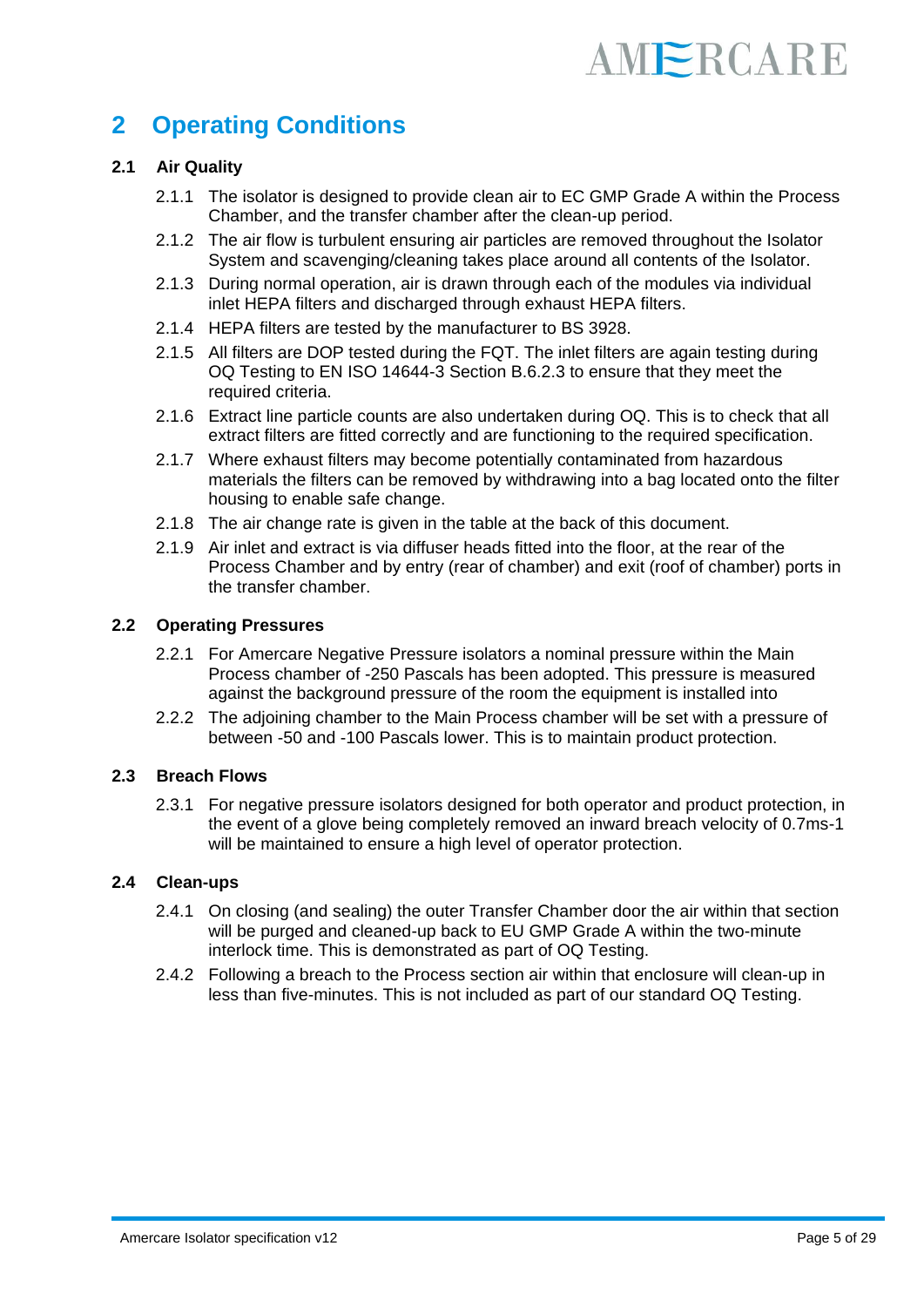# 2 Operating Conditions

## 2.1 Air Quality

2.1.1 The isolator is designed to provide clean air to EC GMP Grade A within the Process Chamber, and the transfer chamber after the clean-up period.

2.1.2 The air flow is turbulent ensuring air particles are removed throughout the Isolator System and scavenging/cleaning takes place around all contents of the Isolator.

2.1.3 During normal operation, air is drawn through each of the modules via individual inlet HEPA filters and discharged through exhaust HEPA filters.

2.1.4 HEPA filters are tested by the manufacturer to BS 3928.

2.1.5 All filters are DOP tested during the FQT. The inlet filters are again testing during OQ Testing to EN ISO 14644-3 Section B.6.2.3 to ensure that they meet the required criteria.

2.1.6 Extract line particle counts are also undertaken during OQ. This is to check that all extract filters are fitted correctly and are functioning to the required specification.

2.1.7 Where exhaust filters may become potentially contaminated from hazardous materials the filters can be removed by withdrawing into a bag located onto the filter housing to enable safe change.

2.1.8 The air change rate is given in the table at the back of this document.

2.1.9 Air inlet and extract is via diffuser heads fitted into the floor, at the rear of the Process Chamber and by entry (rear of chamber) and exit (roof of chamber) ports in the transfer chamber.

## 2.2 Operating Pressures

2.2.1 For Amercare Negative Pressure isolators a nominal pressure within the Main Process chamber of -250 Pascals has been adopted. This pressure is measured against the background pressure of the room the equipment is installed into

2.2.2 The adjoining chamber to the Main Process chamber will be set with a pressure of between -50 and -100 Pascals lower. This is to maintain product protection.

## 2.3 Breach Flows

2.3.1 For negative pressure isolators designed for both operator and product protection, in the event of a glove being completely removed an inward breach velocity of 0.7ms-1 will be maintained to ensure a high level of operator protection.

## 2.4 Clean-ups

2.4.1 On closing (and sealing) the outer Transfer Chamber door the air within that section will be purged and cleaned-up back to EU GMP Grade A within the two-minute interlock time. This is demonstrated as part of OQ Testing.

2.4.2 Following a breach to the Process section air within that enclosure will clean-up in less than five-minutes. This is not included as part of our standard OQ Testing.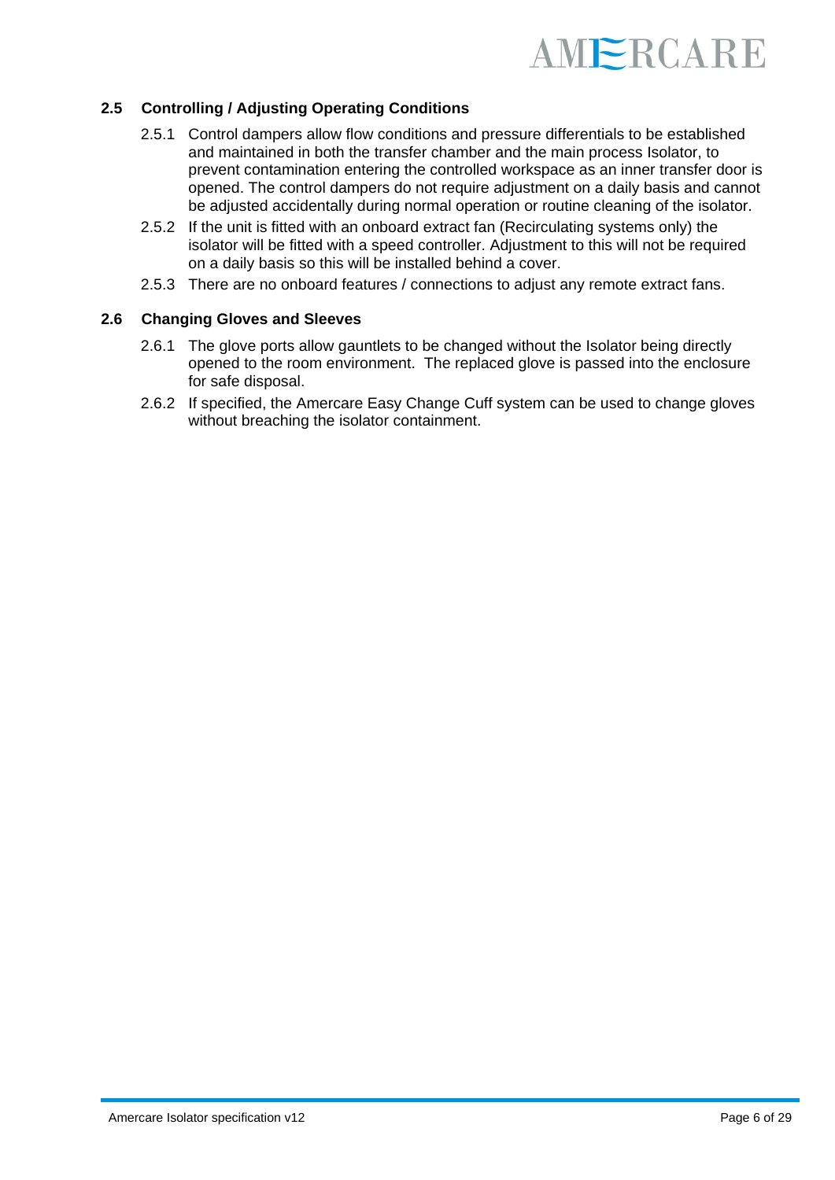## 2.5 Controlling / Adjusting Operating Conditions

2.5.1 Control dampers allow flow conditions and pressure differentials to be established and maintained in both the transfer chamber and the main process Isolator, to prevent contamination entering the controlled workspace as an inner transfer door is opened. The control dampers do not require adjustment on a daily basis and cannot be adjusted accidentally during normal operation or routine cleaning of the isolator.

2.5.2 If the unit is fitted with an onboard extract fan (Recirculating systems only) the isolator will be fitted with a speed controller. Adjustment to this will not be required on a daily basis so this will be installed behind a cover.

2.5.3 There are no onboard features / connections to adjust any remote extract fans.

## 2.6 Changing Gloves and Sleeves

2.6.1 The glove ports allow gauntlets to be changed without the Isolator being directly opened to the room environment. The replaced glove is passed into the enclosure for safe disposal.

2.6.2 If specified, the Amercare Easy Change Cuff system can be used to change gloves without breaching the isolator containment.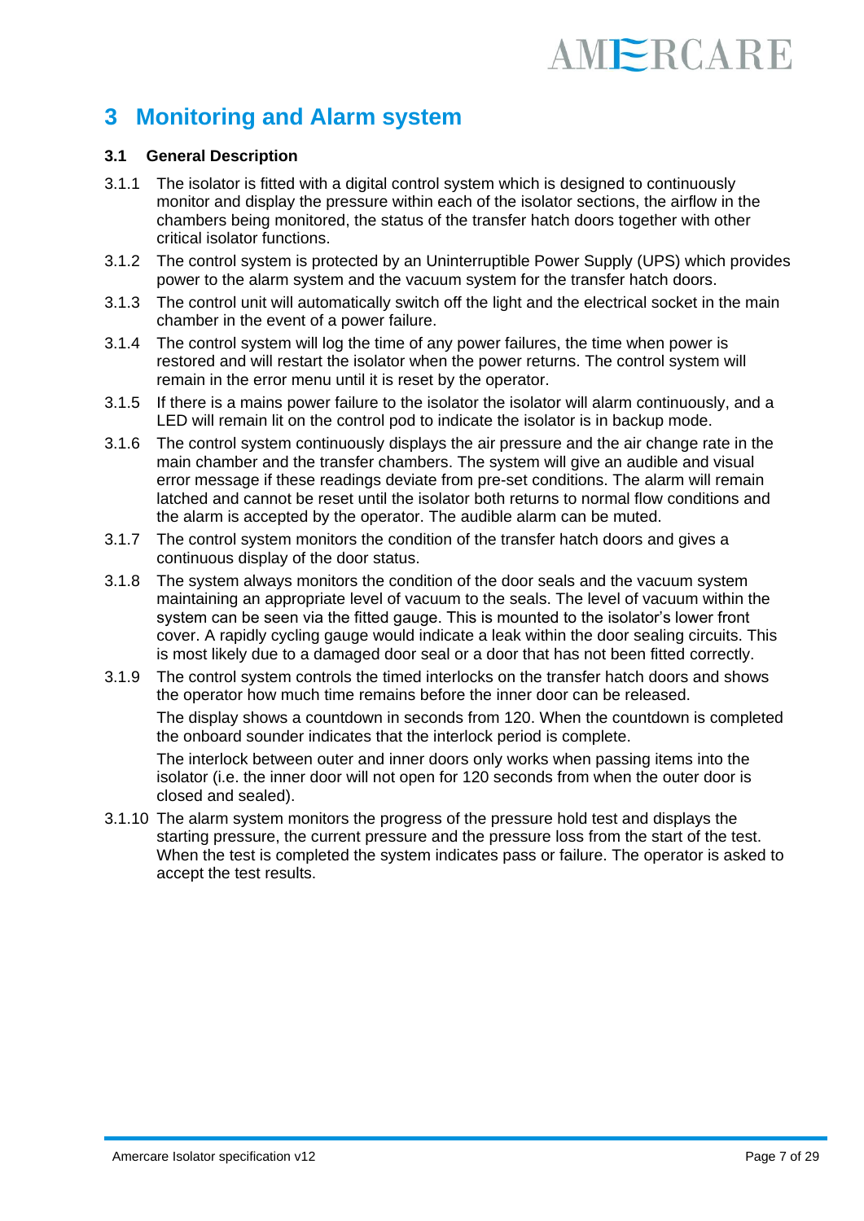# 3 Monitoring and Alarm system

### 3.1 General Description

3.1.1 The isolator is fitted with a digital control system which is designed to continuously monitor and display the pressure within each of the isolator sections, the airflow in the chambers being monitored, the status of the transfer hatch doors together with other critical isolator functions.

3.1.2 The control system is protected by an Uninterruptible Power Supply (UPS) which provides power to the alarm system and the vacuum system for the transfer hatch doors.

3.1.3 The control unit will automatically switch off the light and the electrical socket in the main chamber in the event of a power failure.

3.1.4 The control system will log the time of any power failures, the time when power is restored and will restart the isolator when the power returns. The control system will remain in the error menu until it is reset by the operator.

3.1.5 If there is a mains power failure to the isolator the isolator will alarm continuously, and a LED will remain lit on the control pod to indicate the isolator is in backup mode.

3.1.6 The control system continuously displays the air pressure and the air change rate in the main chamber and the transfer chambers. The system will give an audible and visual error message if these readings deviate from pre-set conditions. The alarm will remain latched and cannot be reset until the isolator both returns to normal flow conditions and the alarm is accepted by the operator. The audible alarm can be muted.

3.1.7 The control system monitors the condition of the transfer hatch doors and gives a continuous display of the door status.

3.1.8 The system always monitors the condition of the door seals and the vacuum system maintaining an appropriate level of vacuum to the seals. The level of vacuum within the system can be seen via the fitted gauge. This is mounted to the isolator's lower front cover. A rapidly cycling gauge would indicate a leak within the door sealing circuits. This is most likely due to a damaged door seal or a door that has not been fitted correctly.

3.1.9 The control system controls the timed interlocks on the transfer hatch doors and shows the operator how much time remains before the inner door can be released.

The display shows a countdown in seconds from 120. When the countdown is completed the onboard sounder indicates that the interlock period is complete.

The interlock between outer and inner doors only works when passing items into the isolator (i.e. the inner door will not open for 120 seconds from when the outer door is closed and sealed).

3.1.10 The alarm system monitors the progress of the pressure hold test and displays the starting pressure, the current pressure and the pressure loss from the start of the test. When the test is completed the system indicates pass or failure. The operator is asked to accept the test results.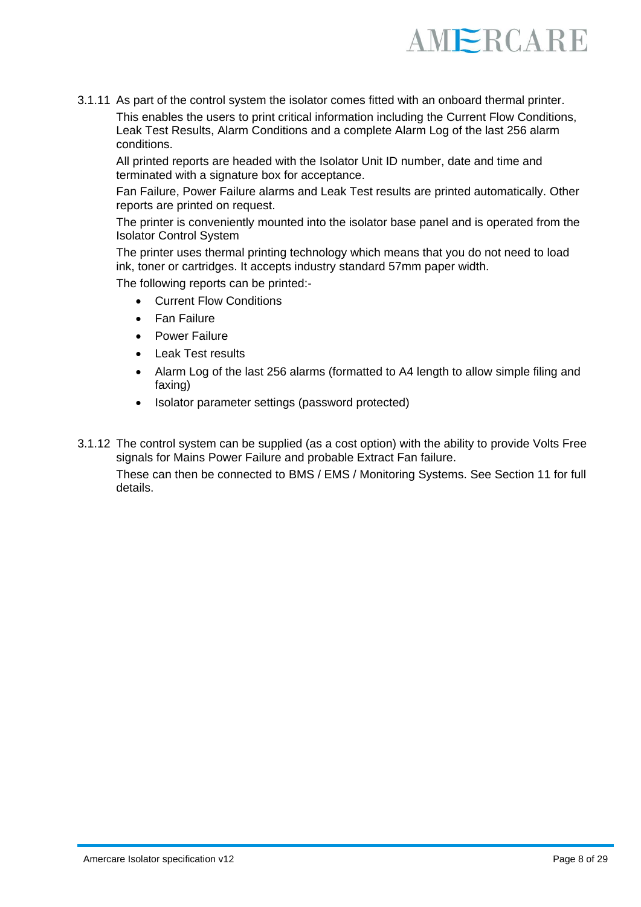3.1.11 As part of the control system the isolator comes fitted with an onboard thermal printer.

This enables the users to print critical information including the Current Flow Conditions, Leak Test Results, Alarm Conditions and a complete Alarm Log of the last 256 alarm conditions.

All printed reports are headed with the Isolator Unit ID number, date and time and terminated with a signature box for acceptance.

Fan Failure, Power Failure alarms and Leak Test results are printed automatically. Other reports are printed on request.

The printer is conveniently mounted into the isolator base panel and is operated from the Isolator Control System

The printer uses thermal printing technology which means that you do not need to load ink, toner or cartridges. It accepts industry standard 57mm paper width.

The following reports can be printed:-

- Current Flow Conditions
- Fan Failure
- Power Failure
- Leak Test results
- Alarm Log of the last 256 alarms (formatted to A4 length to allow simple filing and faxing)
- Isolator parameter settings (password protected)

3.1.12 The control system can be supplied (as a cost option) with the ability to provide Volts Free signals for Mains Power Failure and probable Extract Fan failure.

These can then be connected to BMS / EMS / Monitoring Systems. See Section 11 for full details.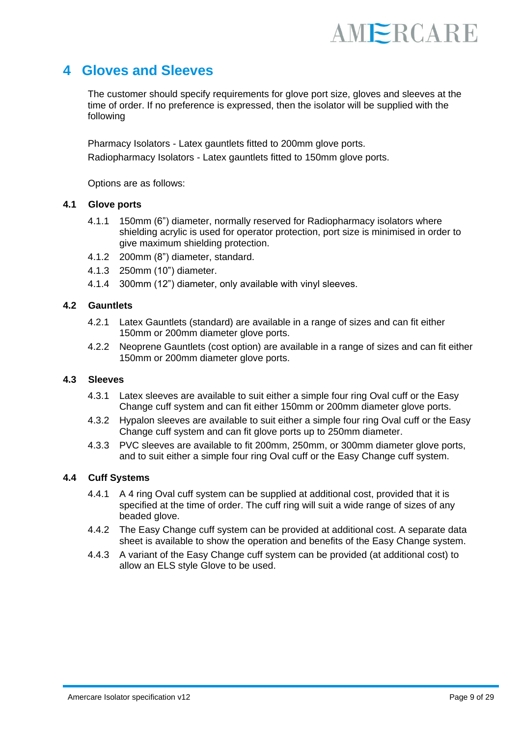// Logo "AMERCARE" is a running header; omit.

# 4 Gloves and Sleeves

The customer should specify requirements for glove port size, gloves and sleeves at the time of order. If no preference is expressed, then the isolator will be supplied with the following

Pharmacy Isolators - Latex gauntlets fitted to 200mm glove ports.

Radiopharmacy Isolators - Latex gauntlets fitted to 150mm glove ports.

Options are as follows:

## 4.1 Glove ports

4.1.1 150mm (6") diameter, normally reserved for Radiopharmacy isolators where shielding acrylic is used for operator protection, port size is minimised in order to give maximum shielding protection.

4.1.2 200mm (8") diameter, standard.

4.1.3 250mm (10") diameter.

4.1.4 300mm (12") diameter, only available with vinyl sleeves.

## 4.2 Gauntlets

4.2.1 Latex Gauntlets (standard) are available in a range of sizes and can fit either 150mm or 200mm diameter glove ports.

4.2.2 Neoprene Gauntlets (cost option) are available in a range of sizes and can fit either 150mm or 200mm diameter glove ports.

## 4.3 Sleeves

4.3.1 Latex sleeves are available to suit either a simple four ring Oval cuff or the Easy Change cuff system and can fit either 150mm or 200mm diameter glove ports.

4.3.2 Hypalon sleeves are available to suit either a simple four ring Oval cuff or the Easy Change cuff system and can fit glove ports up to 250mm diameter.

4.3.3 PVC sleeves are available to fit 200mm, 250mm, or 300mm diameter glove ports, and to suit either a simple four ring Oval cuff or the Easy Change cuff system.

## 4.4 Cuff Systems

4.4.1 A 4 ring Oval cuff system can be supplied at additional cost, provided that it is specified at the time of order. The cuff ring will suit a wide range of sizes of any beaded glove.

4.4.2 The Easy Change cuff system can be provided at additional cost. A separate data sheet is available to show the operation and benefits of the Easy Change system.

4.4.3 A variant of the Easy Change cuff system can be provided (at additional cost) to allow an ELS style Glove to be used.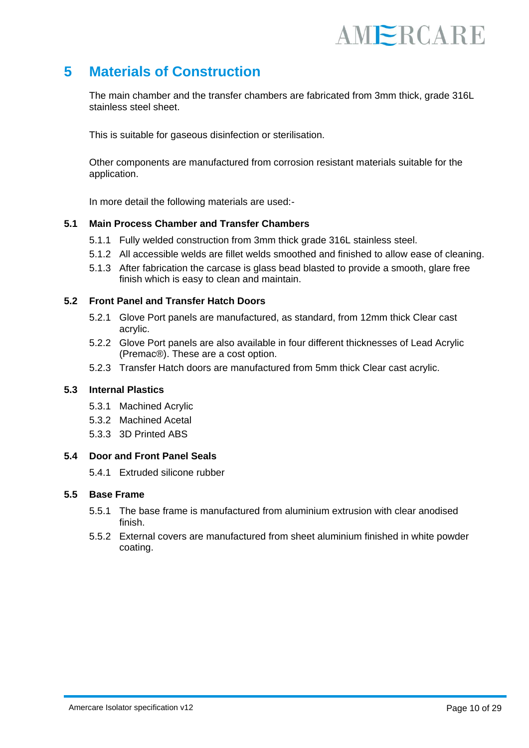# 5 Materials of Construction

The main chamber and the transfer chambers are fabricated from 3mm thick, grade 316L stainless steel sheet.

This is suitable for gaseous disinfection or sterilisation.

Other components are manufactured from corrosion resistant materials suitable for the application.

In more detail the following materials are used:-

## 5.1 Main Process Chamber and Transfer Chambers

5.1.1 Fully welded construction from 3mm thick grade 316L stainless steel.

5.1.2 All accessible welds are fillet welds smoothed and finished to allow ease of cleaning.

5.1.3 After fabrication the carcase is glass bead blasted to provide a smooth, glare free finish which is easy to clean and maintain.

## 5.2 Front Panel and Transfer Hatch Doors

5.2.1 Glove Port panels are manufactured, as standard, from 12mm thick Clear cast acrylic.

5.2.2 Glove Port panels are also available in four different thicknesses of Lead Acrylic (Premac®). These are a cost option.

5.2.3 Transfer Hatch doors are manufactured from 5mm thick Clear cast acrylic.

## 5.3 Internal Plastics

5.3.1 Machined Acrylic

5.3.2 Machined Acetal

5.3.3 3D Printed ABS

## 5.4 Door and Front Panel Seals

5.4.1 Extruded silicone rubber

## 5.5 Base Frame

5.5.1 The base frame is manufactured from aluminium extrusion with clear anodised finish.

5.5.2 External covers are manufactured from sheet aluminium finished in white powder coating.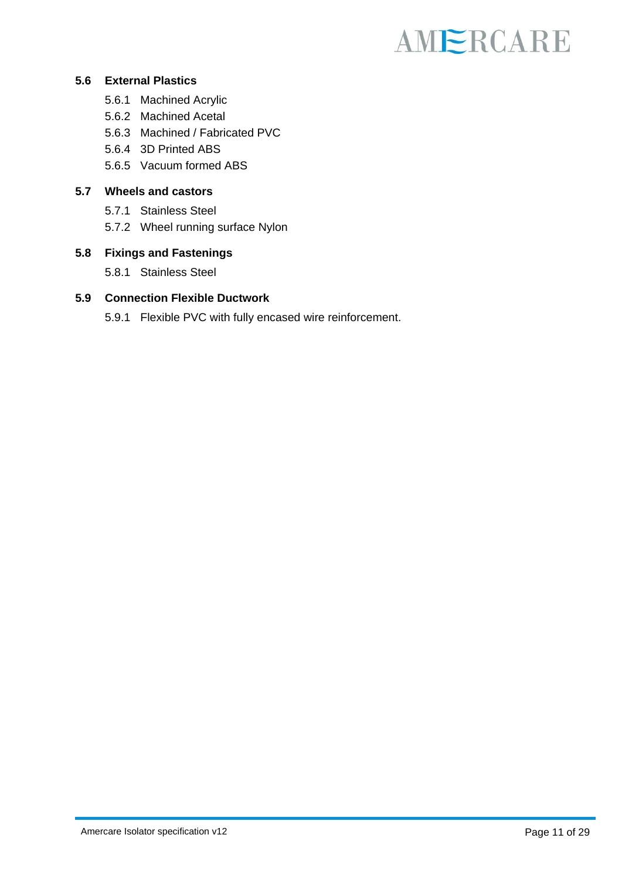### 5.6 External Plastics

5.6.1 Machined Acrylic

5.6.2 Machined Acetal

5.6.3 Machined / Fabricated PVC

5.6.4 3D Printed ABS

5.6.5 Vacuum formed ABS

### 5.7 Wheels and castors

5.7.1 Stainless Steel

5.7.2 Wheel running surface Nylon

### 5.8 Fixings and Fastenings

5.8.1 Stainless Steel

### 5.9 Connection Flexible Ductwork

5.9.1 Flexible PVC with fully encased wire reinforcement.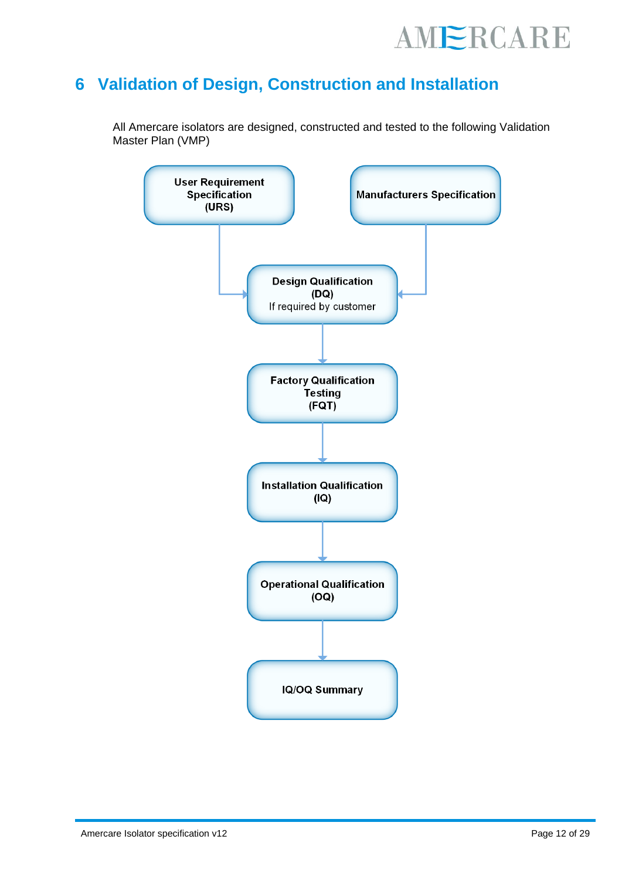# 6 Validation of Design, Construction and Installation

All Amercare isolators are designed, constructed and tested to the following Validation Master Plan (VMP)

**User Requirement Specification (URS)**

**Manufacturers Specification**

**Design Qualification (DQ)**
If required by customer

**Factory Qualification Testing (FQT)**

**Installation Qualification (IQ)**

**Operational Qualification (OQ)**

**IQ/OQ Summary**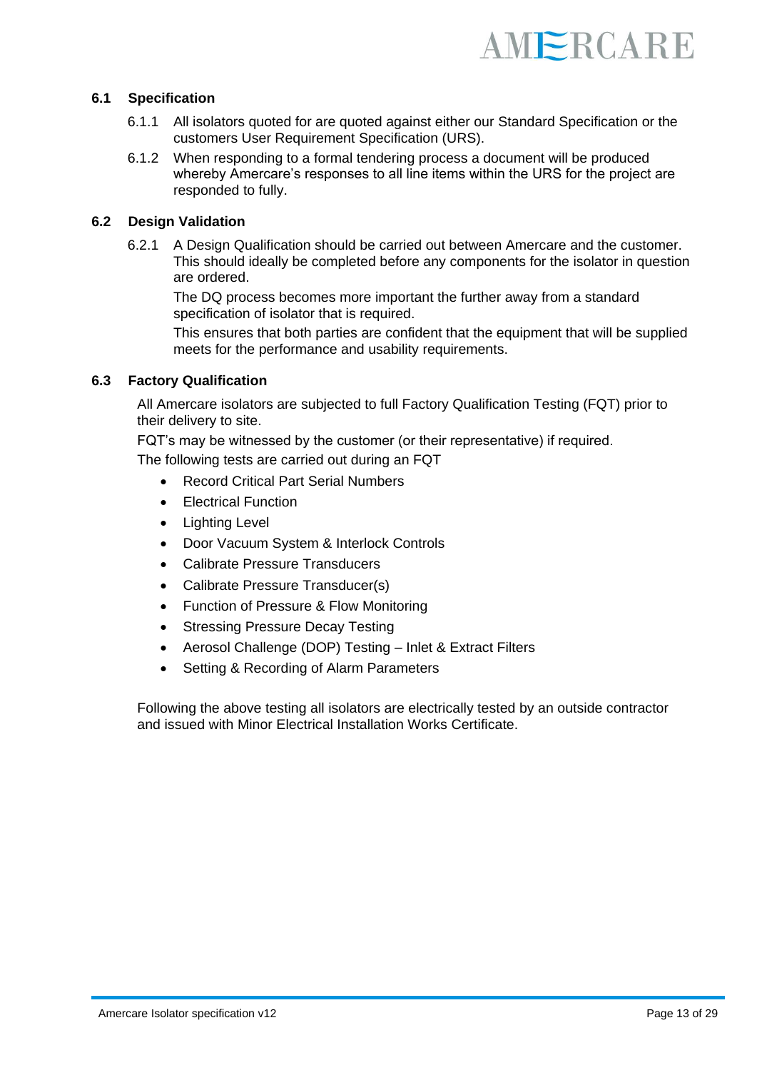### 6.1 Specification

6.1.1 All isolators quoted for are quoted against either our Standard Specification or the customers User Requirement Specification (URS).

6.1.2 When responding to a formal tendering process a document will be produced whereby Amercare's responses to all line items within the URS for the project are responded to fully.

### 6.2 Design Validation

6.2.1 A Design Qualification should be carried out between Amercare and the customer. This should ideally be completed before any components for the isolator in question are ordered.

The DQ process becomes more important the further away from a standard specification of isolator that is required.

This ensures that both parties are confident that the equipment that will be supplied meets for the performance and usability requirements.

### 6.3 Factory Qualification

All Amercare isolators are subjected to full Factory Qualification Testing (FQT) prior to their delivery to site.

FQT's may be witnessed by the customer (or their representative) if required.

The following tests are carried out during an FQT

- Record Critical Part Serial Numbers
- Electrical Function
- Lighting Level
- Door Vacuum System & Interlock Controls
- Calibrate Pressure Transducers
- Calibrate Pressure Transducer(s)
- Function of Pressure & Flow Monitoring
- Stressing Pressure Decay Testing
- Aerosol Challenge (DOP) Testing – Inlet & Extract Filters
- Setting & Recording of Alarm Parameters

Following the above testing all isolators are electrically tested by an outside contractor and issued with Minor Electrical Installation Works Certificate.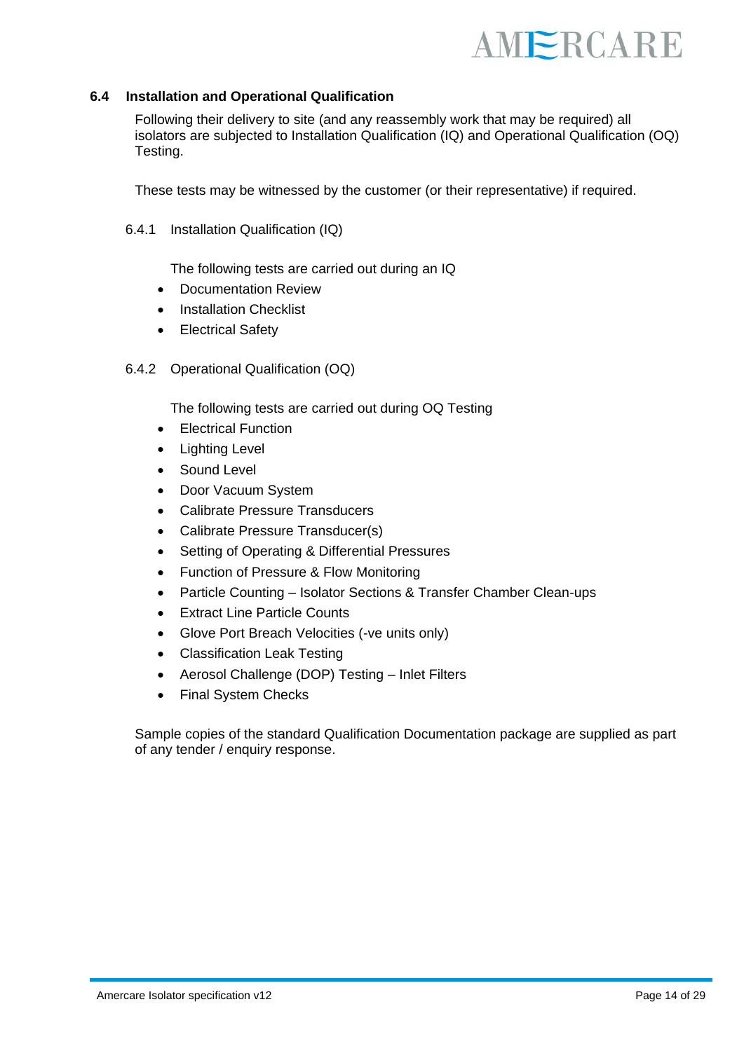## 6.4 Installation and Operational Qualification

Following their delivery to site (and any reassembly work that may be required) all isolators are subjected to Installation Qualification (IQ) and Operational Qualification (OQ) Testing.

These tests may be witnessed by the customer (or their representative) if required.

### 6.4.1 Installation Qualification (IQ)

The following tests are carried out during an IQ

- Documentation Review
- Installation Checklist
- Electrical Safety

### 6.4.2 Operational Qualification (OQ)

The following tests are carried out during OQ Testing

- Electrical Function
- Lighting Level
- Sound Level
- Door Vacuum System
- Calibrate Pressure Transducers
- Calibrate Pressure Transducer(s)
- Setting of Operating & Differential Pressures
- Function of Pressure & Flow Monitoring
- Particle Counting – Isolator Sections & Transfer Chamber Clean-ups
- Extract Line Particle Counts
- Glove Port Breach Velocities (-ve units only)
- Classification Leak Testing
- Aerosol Challenge (DOP) Testing – Inlet Filters
- Final System Checks

Sample copies of the standard Qualification Documentation package are supplied as part of any tender / enquiry response.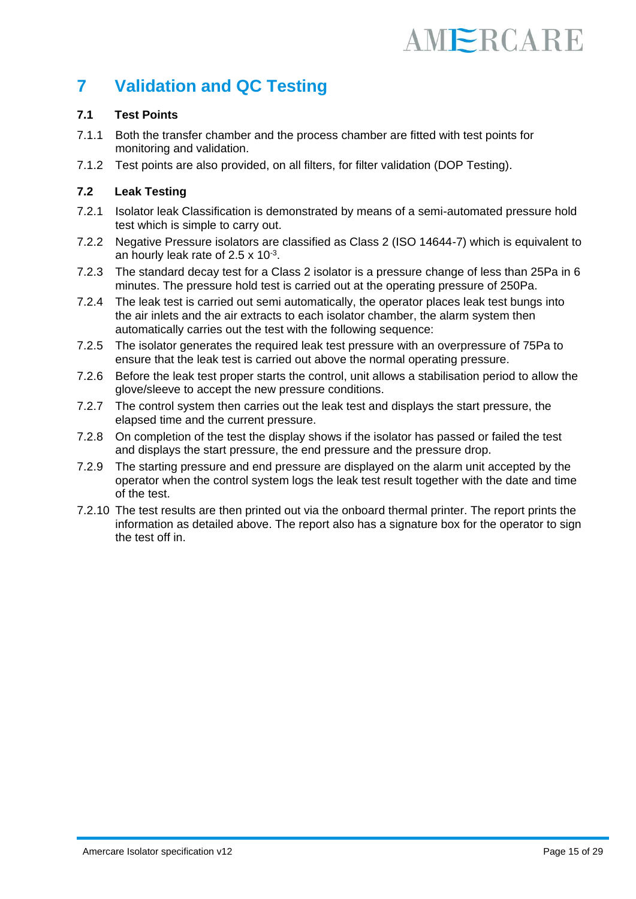# 7 Validation and QC Testing

## 7.1 Test Points

7.1.1 Both the transfer chamber and the process chamber are fitted with test points for monitoring and validation.

7.1.2 Test points are also provided, on all filters, for filter validation (DOP Testing).

## 7.2 Leak Testing

7.2.1 Isolator leak Classification is demonstrated by means of a semi-automated pressure hold test which is simple to carry out.

7.2.2 Negative Pressure isolators are classified as Class 2 (ISO 14644-7) which is equivalent to an hourly leak rate of $2.5 \times 10^{-3}$.

7.2.3 The standard decay test for a Class 2 isolator is a pressure change of less than 25Pa in 6 minutes. The pressure hold test is carried out at the operating pressure of 250Pa.

7.2.4 The leak test is carried out semi automatically, the operator places leak test bungs into the air inlets and the air extracts to each isolator chamber, the alarm system then automatically carries out the test with the following sequence:

7.2.5 The isolator generates the required leak test pressure with an overpressure of 75Pa to ensure that the leak test is carried out above the normal operating pressure.

7.2.6 Before the leak test proper starts the control, unit allows a stabilisation period to allow the glove/sleeve to accept the new pressure conditions.

7.2.7 The control system then carries out the leak test and displays the start pressure, the elapsed time and the current pressure.

7.2.8 On completion of the test the display shows if the isolator has passed or failed the test and displays the start pressure, the end pressure and the pressure drop.

7.2.9 The starting pressure and end pressure are displayed on the alarm unit accepted by the operator when the control system logs the leak test result together with the date and time of the test.

7.2.10 The test results are then printed out via the onboard thermal printer. The report prints the information as detailed above. The report also has a signature box for the operator to sign the test off in.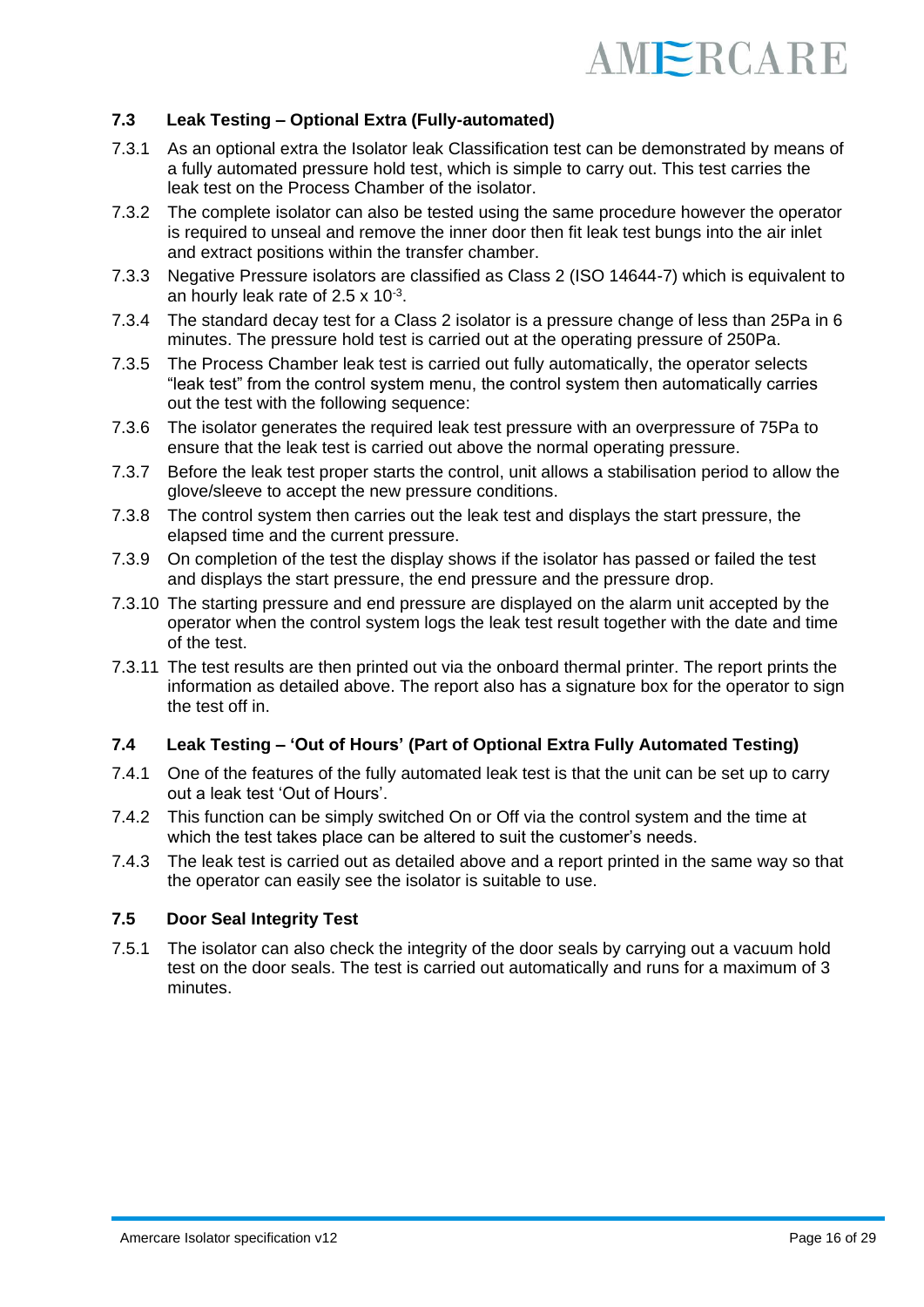### 7.3 Leak Testing – Optional Extra (Fully-automated)

7.3.1 As an optional extra the Isolator leak Classification test can be demonstrated by means of a fully automated pressure hold test, which is simple to carry out. This test carries the leak test on the Process Chamber of the isolator.

7.3.2 The complete isolator can also be tested using the same procedure however the operator is required to unseal and remove the inner door then fit leak test bungs into the air inlet and extract positions within the transfer chamber.

7.3.3 Negative Pressure isolators are classified as Class 2 (ISO 14644-7) which is equivalent to an hourly leak rate of $2.5 \times 10^{-3}$.

7.3.4 The standard decay test for a Class 2 isolator is a pressure change of less than 25Pa in 6 minutes. The pressure hold test is carried out at the operating pressure of 250Pa.

7.3.5 The Process Chamber leak test is carried out fully automatically, the operator selects "leak test" from the control system menu, the control system then automatically carries out the test with the following sequence:

7.3.6 The isolator generates the required leak test pressure with an overpressure of 75Pa to ensure that the leak test is carried out above the normal operating pressure.

7.3.7 Before the leak test proper starts the control, unit allows a stabilisation period to allow the glove/sleeve to accept the new pressure conditions.

7.3.8 The control system then carries out the leak test and displays the start pressure, the elapsed time and the current pressure.

7.3.9 On completion of the test the display shows if the isolator has passed or failed the test and displays the start pressure, the end pressure and the pressure drop.

7.3.10 The starting pressure and end pressure are displayed on the alarm unit accepted by the operator when the control system logs the leak test result together with the date and time of the test.

7.3.11 The test results are then printed out via the onboard thermal printer. The report prints the information as detailed above. The report also has a signature box for the operator to sign the test off in.

### 7.4 Leak Testing – 'Out of Hours' (Part of Optional Extra Fully Automated Testing)

7.4.1 One of the features of the fully automated leak test is that the unit can be set up to carry out a leak test 'Out of Hours'.

7.4.2 This function can be simply switched On or Off via the control system and the time at which the test takes place can be altered to suit the customer's needs.

7.4.3 The leak test is carried out as detailed above and a report printed in the same way so that the operator can easily see the isolator is suitable to use.

### 7.5 Door Seal Integrity Test

7.5.1 The isolator can also check the integrity of the door seals by carrying out a vacuum hold test on the door seals. The test is carried out automatically and runs for a maximum of 3 minutes.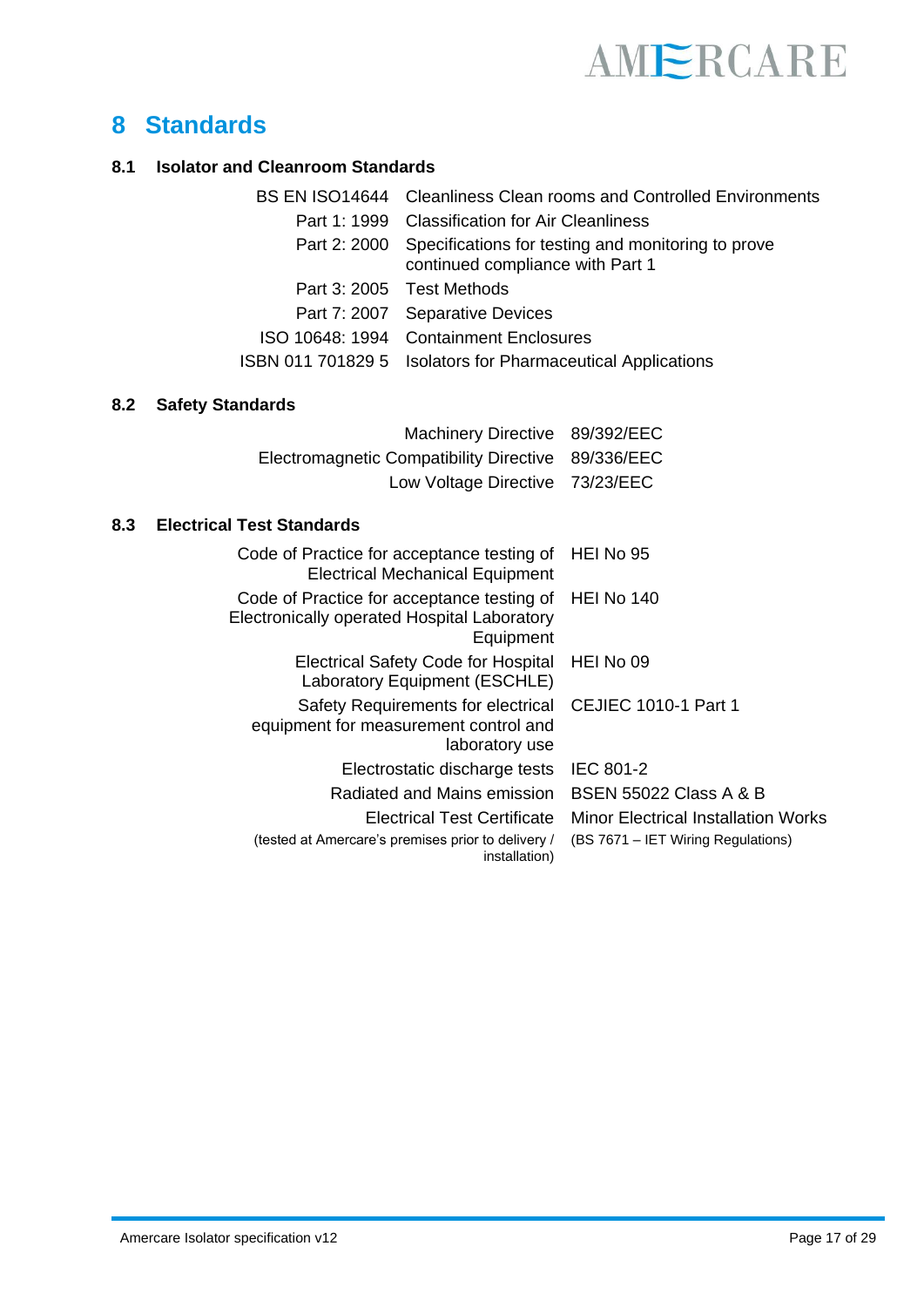# 8 Standards

## 8.1 Isolator and Cleanroom Standards

| | |
|---|---|
| BS EN ISO14644 | Cleanliness Clean rooms and Controlled Environments |
| Part 1: 1999 | Classification for Air Cleanliness |
| Part 2: 2000 | Specifications for testing and monitoring to prove continued compliance with Part 1 |
| Part 3: 2005 | Test Methods |
| Part 7: 2007 | Separative Devices |
| ISO 10648: 1994 | Containment Enclosures |
| ISBN 011 701829 5 | Isolators for Pharmaceutical Applications |

## 8.2 Safety Standards

| | |
|---|---|
| Machinery Directive | 89/392/EEC |
| Electromagnetic Compatibility Directive | 89/336/EEC |
| Low Voltage Directive | 73/23/EEC |

## 8.3 Electrical Test Standards

| | |
|---|---|
| Code of Practice for acceptance testing of Electrical Mechanical Equipment | HEI No 95 |
| Code of Practice for acceptance testing of Electronically operated Hospital Laboratory Equipment | HEI No 140 |
| Electrical Safety Code for Hospital Laboratory Equipment (ESCHLE) | HEI No 09 |
| Safety Requirements for electrical equipment for measurement control and laboratory use | CEJIEC 1010-1 Part 1 |
| Electrostatic discharge tests | IEC 801-2 |
| Radiated and Mains emission | BSEN 55022 Class A & B |
| Electrical Test Certificate (tested at Amercare's premises prior to delivery / installation) | Minor Electrical Installation Works (BS 7671 – IET Wiring Regulations) |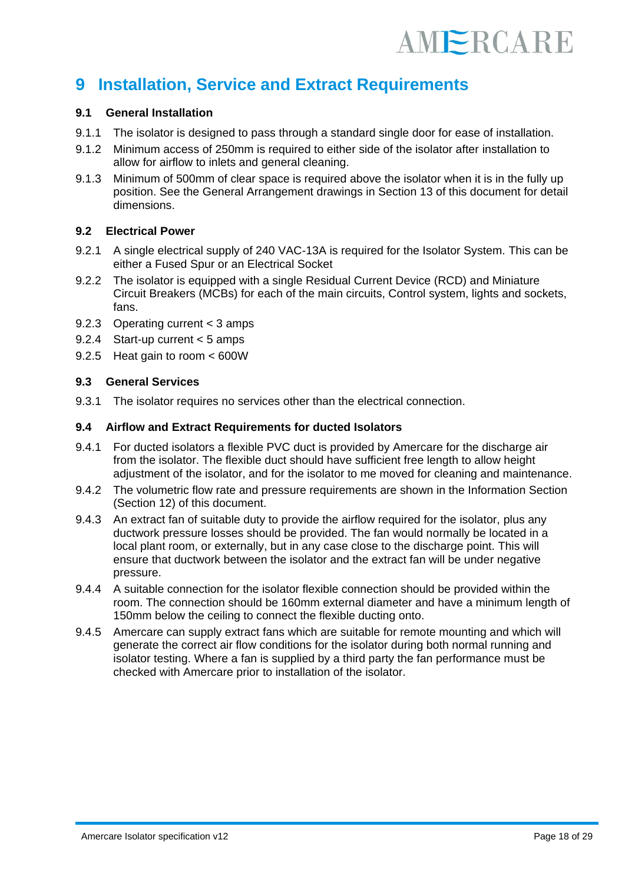# 9 Installation, Service and Extract Requirements

## 9.1 General Installation

9.1.1 The isolator is designed to pass through a standard single door for ease of installation.

9.1.2 Minimum access of 250mm is required to either side of the isolator after installation to allow for airflow to inlets and general cleaning.

9.1.3 Minimum of 500mm of clear space is required above the isolator when it is in the fully up position. See the General Arrangement drawings in Section 13 of this document for detail dimensions.

## 9.2 Electrical Power

9.2.1 A single electrical supply of 240 VAC-13A is required for the Isolator System. This can be either a Fused Spur or an Electrical Socket

9.2.2 The isolator is equipped with a single Residual Current Device (RCD) and Miniature Circuit Breakers (MCBs) for each of the main circuits, Control system, lights and sockets, fans.

9.2.3 Operating current < 3 amps

9.2.4 Start-up current < 5 amps

9.2.5 Heat gain to room < 600W

## 9.3 General Services

9.3.1 The isolator requires no services other than the electrical connection.

## 9.4 Airflow and Extract Requirements for ducted Isolators

9.4.1 For ducted isolators a flexible PVC duct is provided by Amercare for the discharge air from the isolator. The flexible duct should have sufficient free length to allow height adjustment of the isolator, and for the isolator to me moved for cleaning and maintenance.

9.4.2 The volumetric flow rate and pressure requirements are shown in the Information Section (Section 12) of this document.

9.4.3 An extract fan of suitable duty to provide the airflow required for the isolator, plus any ductwork pressure losses should be provided. The fan would normally be located in a local plant room, or externally, but in any case close to the discharge point. This will ensure that ductwork between the isolator and the extract fan will be under negative pressure.

9.4.4 A suitable connection for the isolator flexible connection should be provided within the room. The connection should be 160mm external diameter and have a minimum length of 150mm below the ceiling to connect the flexible ducting onto.

9.4.5 Amercare can supply extract fans which are suitable for remote mounting and which will generate the correct air flow conditions for the isolator during both normal running and isolator testing. Where a fan is supplied by a third party the fan performance must be checked with Amercare prior to installation of the isolator.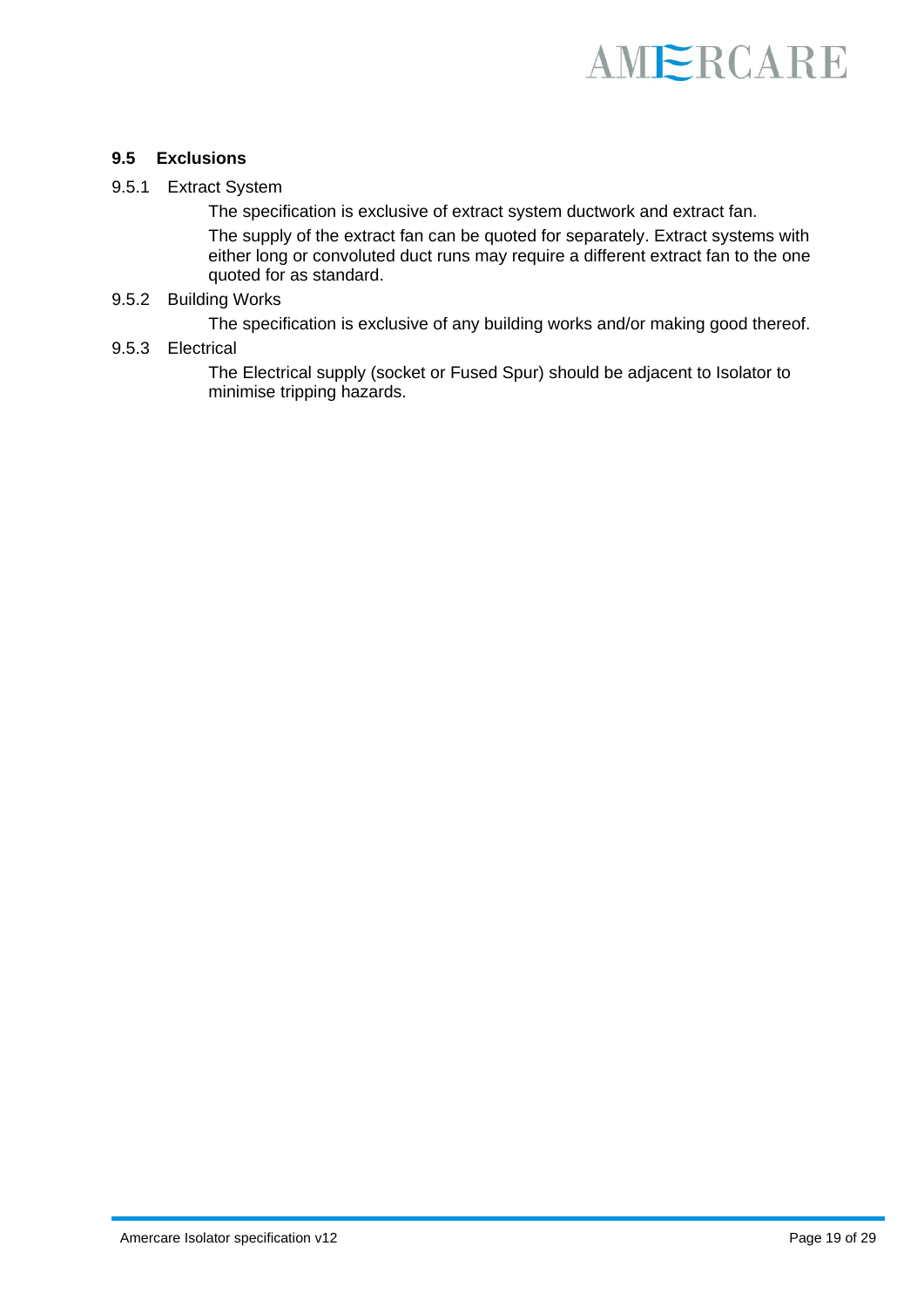## 9.5 Exclusions

### 9.5.1 Extract System

The specification is exclusive of extract system ductwork and extract fan.

The supply of the extract fan can be quoted for separately. Extract systems with either long or convoluted duct runs may require a different extract fan to the one quoted for as standard.

### 9.5.2 Building Works

The specification is exclusive of any building works and/or making good thereof.

### 9.5.3 Electrical

The Electrical supply (socket or Fused Spur) should be adjacent to Isolator to minimise tripping hazards.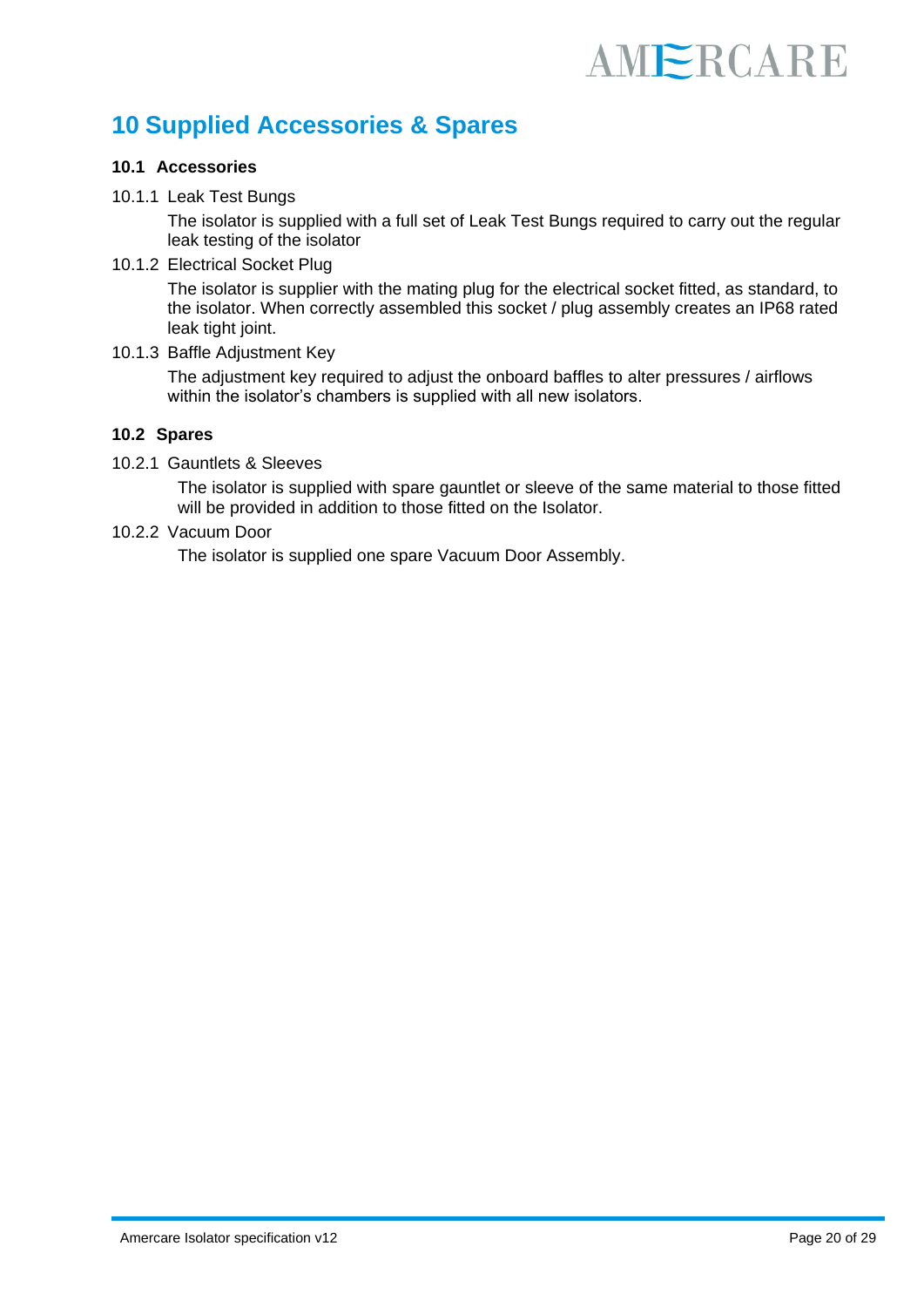# 10 Supplied Accessories & Spares

## 10.1 Accessories

### 10.1.1 Leak Test Bungs

The isolator is supplied with a full set of Leak Test Bungs required to carry out the regular leak testing of the isolator

### 10.1.2 Electrical Socket Plug

The isolator is supplier with the mating plug for the electrical socket fitted, as standard, to the isolator. When correctly assembled this socket / plug assembly creates an IP68 rated leak tight joint.

### 10.1.3 Baffle Adjustment Key

The adjustment key required to adjust the onboard baffles to alter pressures / airflows within the isolator's chambers is supplied with all new isolators.

## 10.2 Spares

### 10.2.1 Gauntlets & Sleeves

The isolator is supplied with spare gauntlet or sleeve of the same material to those fitted will be provided in addition to those fitted on the Isolator.

### 10.2.2 Vacuum Door

The isolator is supplied one spare Vacuum Door Assembly.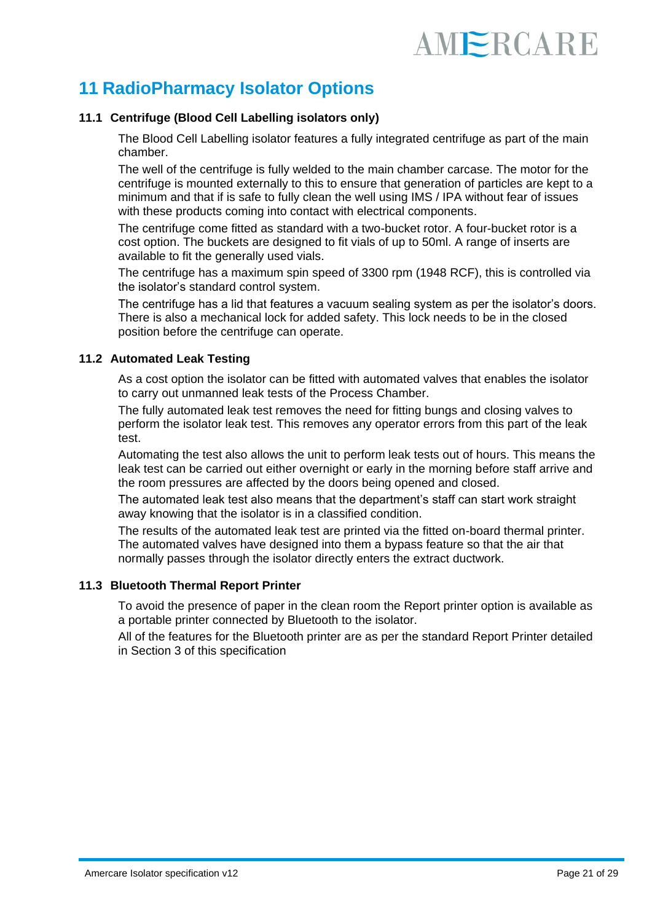# 11 RadioPharmacy Isolator Options

## 11.1 Centrifuge (Blood Cell Labelling isolators only)

The Blood Cell Labelling isolator features a fully integrated centrifuge as part of the main chamber.

The well of the centrifuge is fully welded to the main chamber carcase. The motor for the centrifuge is mounted externally to this to ensure that generation of particles are kept to a minimum and that if is safe to fully clean the well using IMS / IPA without fear of issues with these products coming into contact with electrical components.

The centrifuge come fitted as standard with a two-bucket rotor. A four-bucket rotor is a cost option. The buckets are designed to fit vials of up to 50ml. A range of inserts are available to fit the generally used vials.

The centrifuge has a maximum spin speed of 3300 rpm (1948 RCF), this is controlled via the isolator's standard control system.

The centrifuge has a lid that features a vacuum sealing system as per the isolator's doors. There is also a mechanical lock for added safety. This lock needs to be in the closed position before the centrifuge can operate.

## 11.2 Automated Leak Testing

As a cost option the isolator can be fitted with automated valves that enables the isolator to carry out unmanned leak tests of the Process Chamber.

The fully automated leak test removes the need for fitting bungs and closing valves to perform the isolator leak test. This removes any operator errors from this part of the leak test.

Automating the test also allows the unit to perform leak tests out of hours. This means the leak test can be carried out either overnight or early in the morning before staff arrive and the room pressures are affected by the doors being opened and closed.

The automated leak test also means that the department's staff can start work straight away knowing that the isolator is in a classified condition.

The results of the automated leak test are printed via the fitted on-board thermal printer. The automated valves have designed into them a bypass feature so that the air that normally passes through the isolator directly enters the extract ductwork.

## 11.3 Bluetooth Thermal Report Printer

To avoid the presence of paper in the clean room the Report printer option is available as a portable printer connected by Bluetooth to the isolator.

All of the features for the Bluetooth printer are as per the standard Report Printer detailed in Section 3 of this specification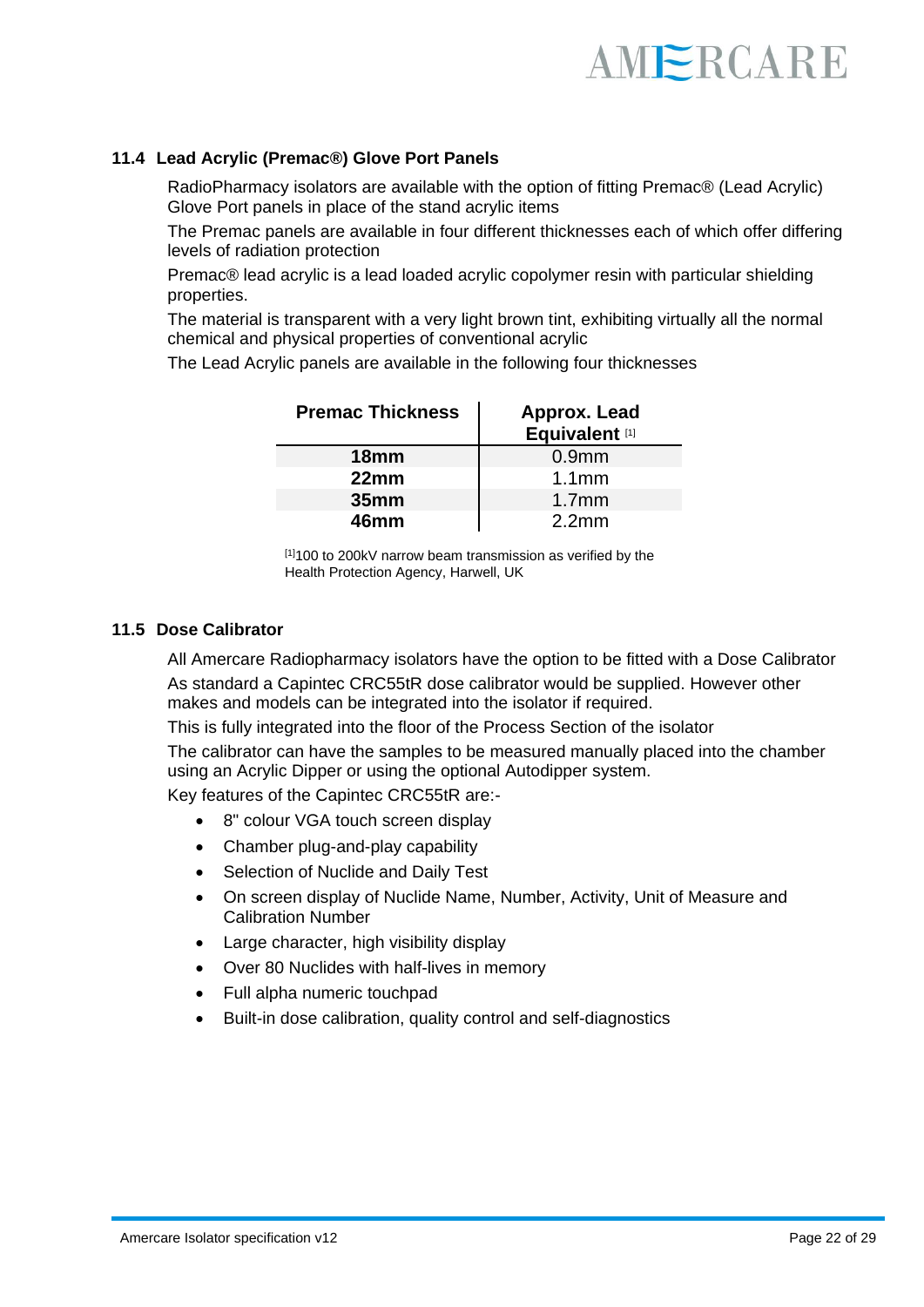### 11.4 Lead Acrylic (Premac®) Glove Port Panels

RadioPharmacy isolators are available with the option of fitting Premac® (Lead Acrylic) Glove Port panels in place of the stand acrylic items

The Premac panels are available in four different thicknesses each of which offer differing levels of radiation protection

Premac® lead acrylic is a lead loaded acrylic copolymer resin with particular shielding properties.

The material is transparent with a very light brown tint, exhibiting virtually all the normal chemical and physical properties of conventional acrylic

The Lead Acrylic panels are available in the following four thicknesses

| Premac Thickness | Approx. Lead Equivalent [1] |
|---|---|
| **18mm** | 0.9mm |
| **22mm** | 1.1mm |
| **35mm** | 1.7mm |
| **46mm** | 2.2mm |

[1]100 to 200kV narrow beam transmission as verified by the Health Protection Agency, Harwell, UK

### 11.5 Dose Calibrator

All Amercare Radiopharmacy isolators have the option to be fitted with a Dose Calibrator

As standard a Capintec CRC55tR dose calibrator would be supplied. However other makes and models can be integrated into the isolator if required.

This is fully integrated into the floor of the Process Section of the isolator

The calibrator can have the samples to be measured manually placed into the chamber using an Acrylic Dipper or using the optional Autodipper system.

Key features of the Capintec CRC55tR are:-

- 8" colour VGA touch screen display
- Chamber plug-and-play capability
- Selection of Nuclide and Daily Test
- On screen display of Nuclide Name, Number, Activity, Unit of Measure and Calibration Number
- Large character, high visibility display
- Over 80 Nuclides with half-lives in memory
- Full alpha numeric touchpad
- Built-in dose calibration, quality control and self-diagnostics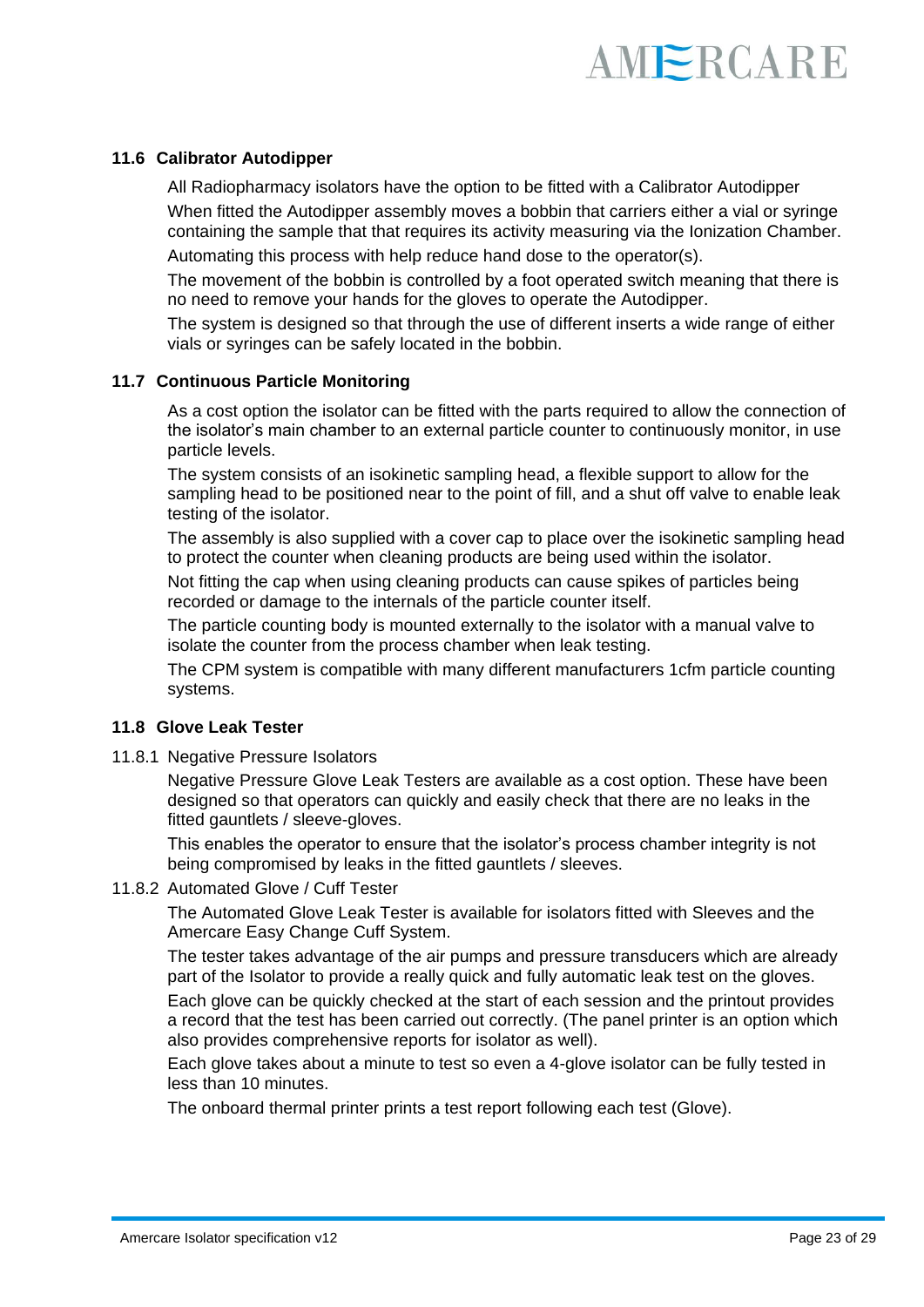### 11.6 Calibrator Autodipper

All Radiopharmacy isolators have the option to be fitted with a Calibrator Autodipper

When fitted the Autodipper assembly moves a bobbin that carriers either a vial or syringe containing the sample that that requires its activity measuring via the Ionization Chamber.

Automating this process with help reduce hand dose to the operator(s).

The movement of the bobbin is controlled by a foot operated switch meaning that there is no need to remove your hands for the gloves to operate the Autodipper.

The system is designed so that through the use of different inserts a wide range of either vials or syringes can be safely located in the bobbin.

### 11.7 Continuous Particle Monitoring

As a cost option the isolator can be fitted with the parts required to allow the connection of the isolator's main chamber to an external particle counter to continuously monitor, in use particle levels.

The system consists of an isokinetic sampling head, a flexible support to allow for the sampling head to be positioned near to the point of fill, and a shut off valve to enable leak testing of the isolator.

The assembly is also supplied with a cover cap to place over the isokinetic sampling head to protect the counter when cleaning products are being used within the isolator.

Not fitting the cap when using cleaning products can cause spikes of particles being recorded or damage to the internals of the particle counter itself.

The particle counting body is mounted externally to the isolator with a manual valve to isolate the counter from the process chamber when leak testing.

The CPM system is compatible with many different manufacturers 1cfm particle counting systems.

### 11.8 Glove Leak Tester

#### 11.8.1 Negative Pressure Isolators

Negative Pressure Glove Leak Testers are available as a cost option. These have been designed so that operators can quickly and easily check that there are no leaks in the fitted gauntlets / sleeve-gloves.

This enables the operator to ensure that the isolator's process chamber integrity is not being compromised by leaks in the fitted gauntlets / sleeves.

#### 11.8.2 Automated Glove / Cuff Tester

The Automated Glove Leak Tester is available for isolators fitted with Sleeves and the Amercare Easy Change Cuff System.

The tester takes advantage of the air pumps and pressure transducers which are already part of the Isolator to provide a really quick and fully automatic leak test on the gloves.

Each glove can be quickly checked at the start of each session and the printout provides a record that the test has been carried out correctly. (The panel printer is an option which also provides comprehensive reports for isolator as well).

Each glove takes about a minute to test so even a 4-glove isolator can be fully tested in less than 10 minutes.

The onboard thermal printer prints a test report following each test (Glove).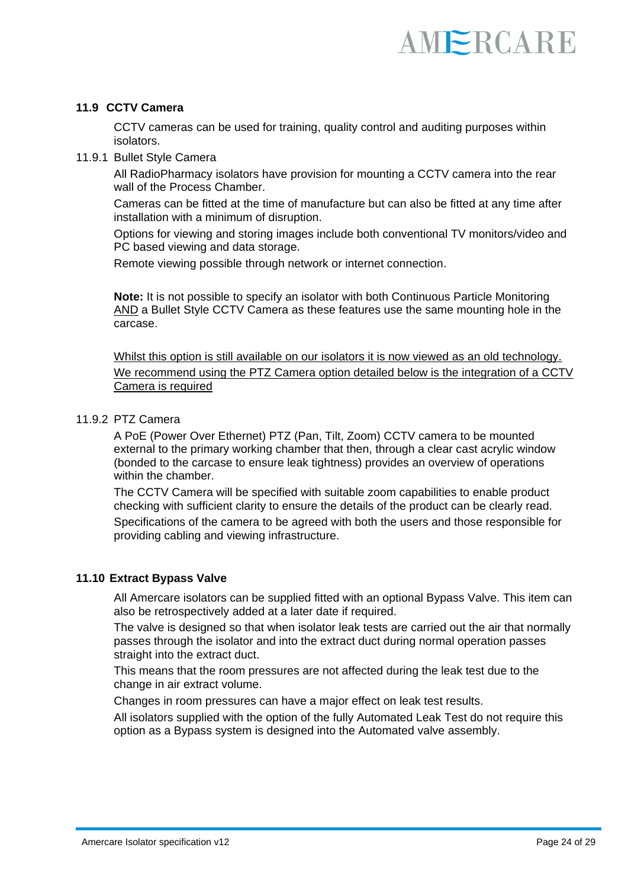## 11.9 CCTV Camera

CCTV cameras can be used for training, quality control and auditing purposes within isolators.

### 11.9.1 Bullet Style Camera

All RadioPharmacy isolators have provision for mounting a CCTV camera into the rear wall of the Process Chamber.

Cameras can be fitted at the time of manufacture but can also be fitted at any time after installation with a minimum of disruption.

Options for viewing and storing images include both conventional TV monitors/video and PC based viewing and data storage.

Remote viewing possible through network or internet connection.

**Note:** It is not possible to specify an isolator with both Continuous Particle Monitoring AND a Bullet Style CCTV Camera as these features use the same mounting hole in the carcase.

Whilst this option is still available on our isolators it is now viewed as an old technology. We recommend using the PTZ Camera option detailed below is the integration of a CCTV Camera is required

### 11.9.2 PTZ Camera

A PoE (Power Over Ethernet) PTZ (Pan, Tilt, Zoom) CCTV camera to be mounted external to the primary working chamber that then, through a clear cast acrylic window (bonded to the carcase to ensure leak tightness) provides an overview of operations within the chamber.

The CCTV Camera will be specified with suitable zoom capabilities to enable product checking with sufficient clarity to ensure the details of the product can be clearly read.

Specifications of the camera to be agreed with both the users and those responsible for providing cabling and viewing infrastructure.

## 11.10 Extract Bypass Valve

All Amercare isolators can be supplied fitted with an optional Bypass Valve. This item can also be retrospectively added at a later date if required.

The valve is designed so that when isolator leak tests are carried out the air that normally passes through the isolator and into the extract duct during normal operation passes straight into the extract duct.

This means that the room pressures are not affected during the leak test due to the change in air extract volume.

Changes in room pressures can have a major effect on leak test results.

All isolators supplied with the option of the fully Automated Leak Test do not require this option as a Bypass system is designed into the Automated valve assembly.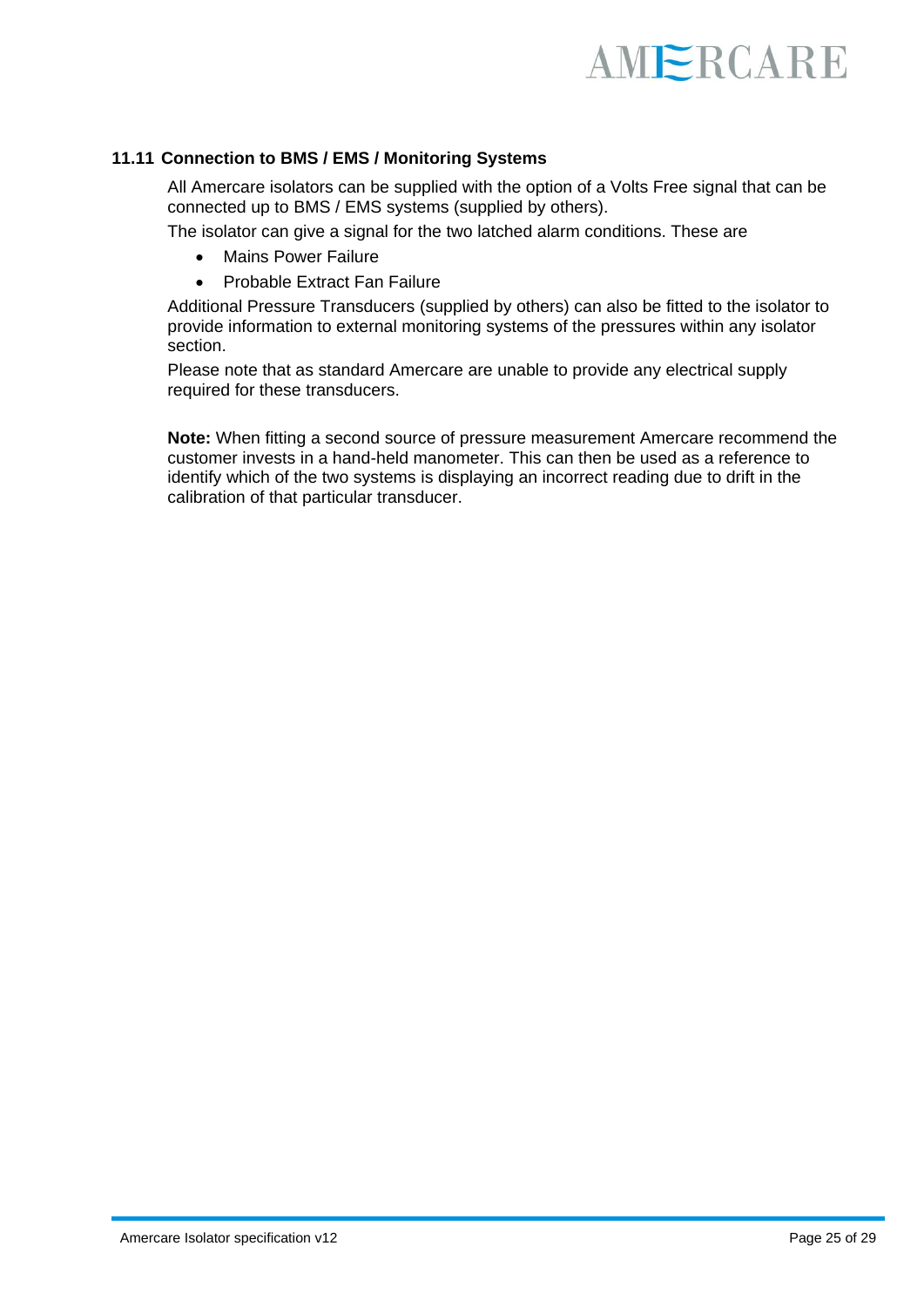## 11.11 Connection to BMS / EMS / Monitoring Systems

All Amercare isolators can be supplied with the option of a Volts Free signal that can be connected up to BMS / EMS systems (supplied by others).

The isolator can give a signal for the two latched alarm conditions. These are

- Mains Power Failure
- Probable Extract Fan Failure

Additional Pressure Transducers (supplied by others) can also be fitted to the isolator to provide information to external monitoring systems of the pressures within any isolator section.

Please note that as standard Amercare are unable to provide any electrical supply required for these transducers.

**Note:** When fitting a second source of pressure measurement Amercare recommend the customer invests in a hand-held manometer. This can then be used as a reference to identify which of the two systems is displaying an incorrect reading due to drift in the calibration of that particular transducer.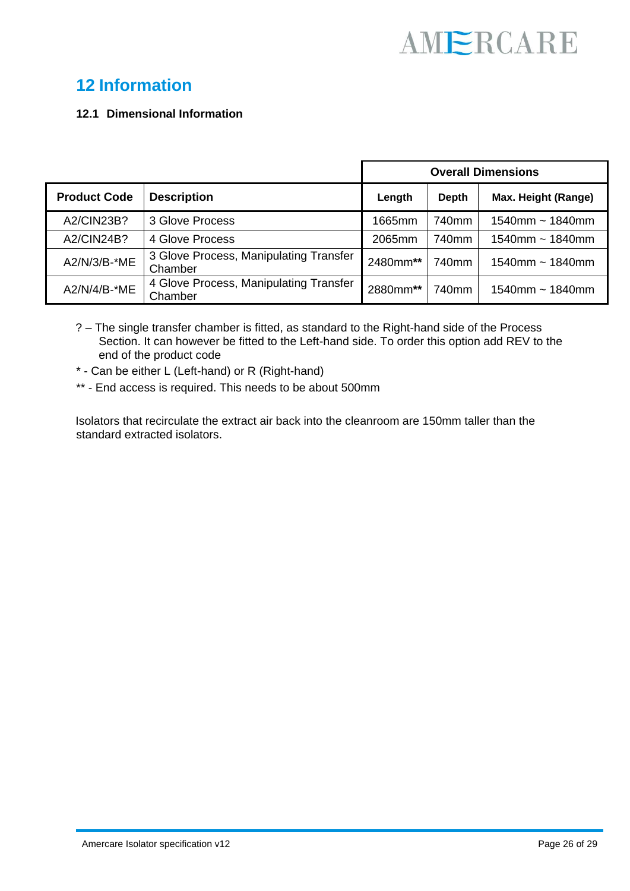# 12 Information

## 12.1 Dimensional Information

| Product Code | Description | Overall Dimensions | | |
|---|---|---|---|---|
| | | Length | Depth | Max. Height (Range) |
| A2/CIN23B? | 3 Glove Process | 1665mm | 740mm | 1540mm ~ 1840mm |
| A2/CIN24B? | 4 Glove Process | 2065mm | 740mm | 1540mm ~ 1840mm |
| A2/N/3/B-*ME | 3 Glove Process, Manipulating Transfer Chamber | 2480mm** | 740mm | 1540mm ~ 1840mm |
| A2/N/4/B-*ME | 4 Glove Process, Manipulating Transfer Chamber | 2880mm** | 740mm | 1540mm ~ 1840mm |

? – The single transfer chamber is fitted, as standard to the Right-hand side of the Process Section. It can however be fitted to the Left-hand side. To order this option add REV to the end of the product code

* - Can be either L (Left-hand) or R (Right-hand)

** - End access is required. This needs to be about 500mm

Isolators that recirculate the extract air back into the cleanroom are 150mm taller than the standard extracted isolators.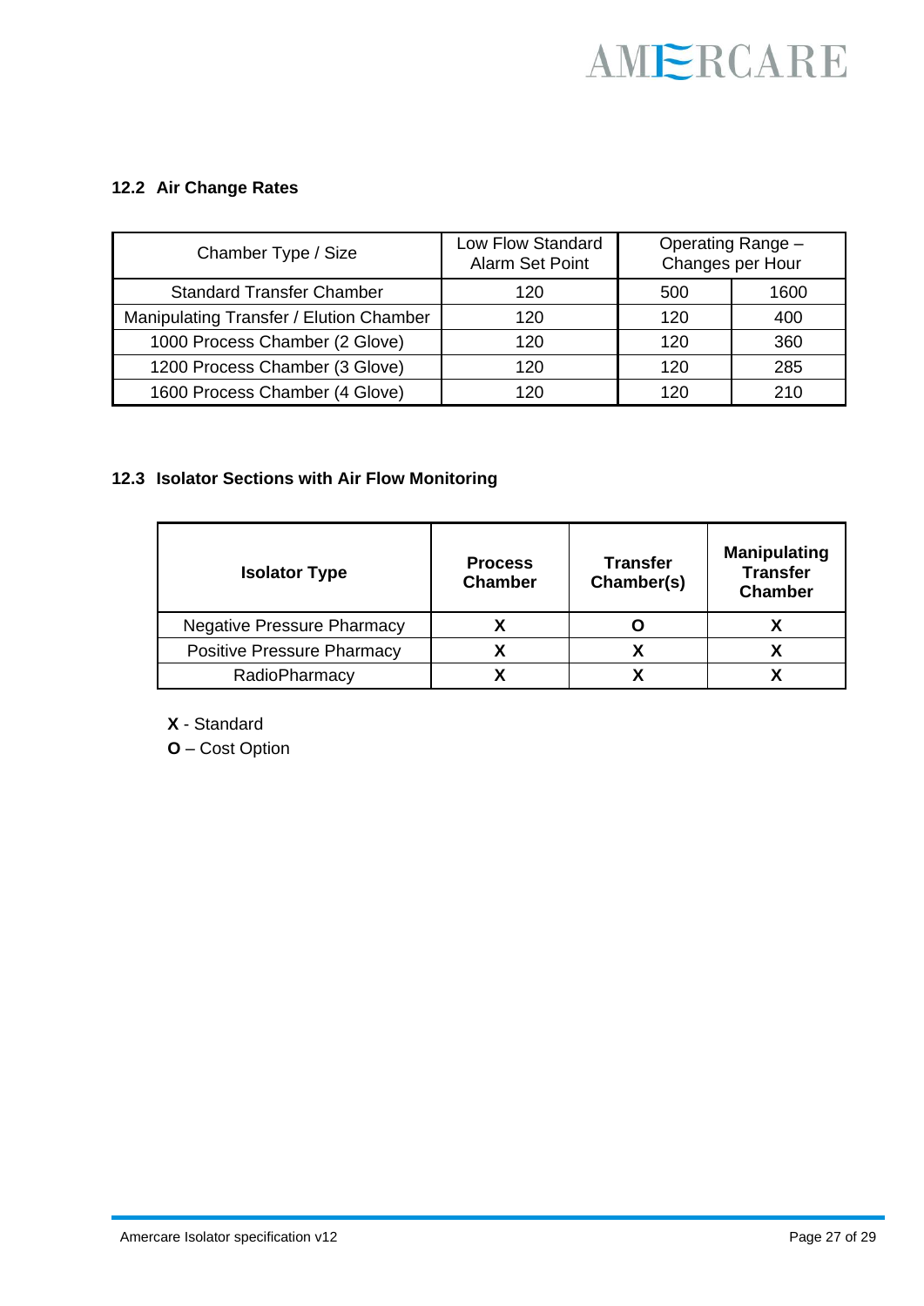## 12.2 Air Change Rates

| Chamber Type / Size | Low Flow Standard Alarm Set Point | Operating Range – Changes per Hour | |
|---|---|---|---|
| Standard Transfer Chamber | 120 | 500 | 1600 |
| Manipulating Transfer / Elution Chamber | 120 | 120 | 400 |
| 1000 Process Chamber (2 Glove) | 120 | 120 | 360 |
| 1200 Process Chamber (3 Glove) | 120 | 120 | 285 |
| 1600 Process Chamber (4 Glove) | 120 | 120 | 210 |

## 12.3 Isolator Sections with Air Flow Monitoring

| Isolator Type | Process Chamber | Transfer Chamber(s) | Manipulating Transfer Chamber |
|---|---|---|---|
| Negative Pressure Pharmacy | X | O | X |
| Positive Pressure Pharmacy | X | X | X |
| RadioPharmacy | X | X | X |

**X** - Standard

**O** – Cost Option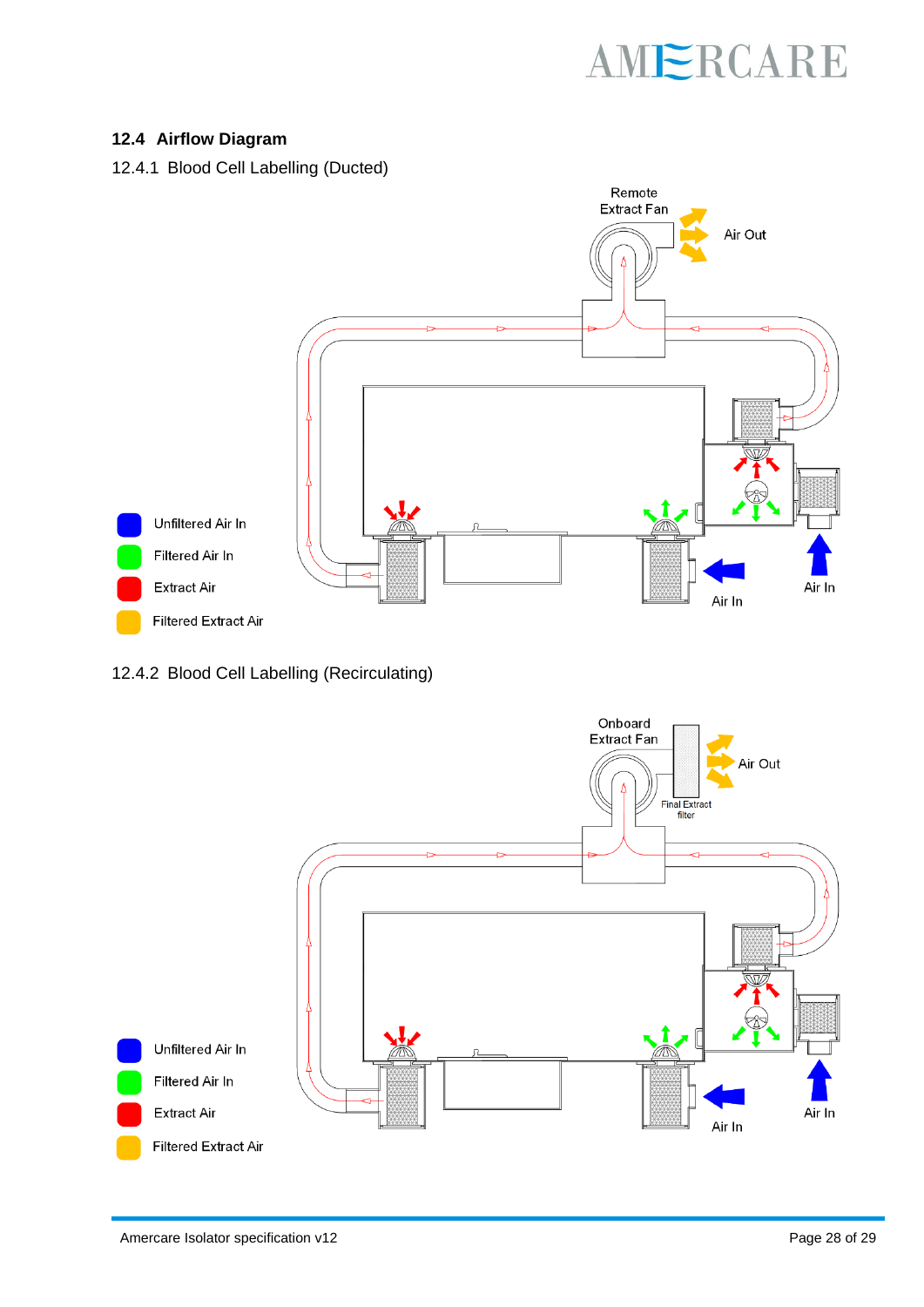## 12.4 Airflow Diagram

### 12.4.1 Blood Cell Labelling (Ducted)

Remote Extract Fan

Air Out

Air In

Air In

- Unfiltered Air In
- Filtered Air In
- Extract Air
- Filtered Extract Air

### 12.4.2 Blood Cell Labelling (Recirculating)

Onboard Extract Fan

Final Extract filter

Air Out

Air In

Air In

- Unfiltered Air In
- Filtered Air In
- Extract Air
- Filtered Extract Air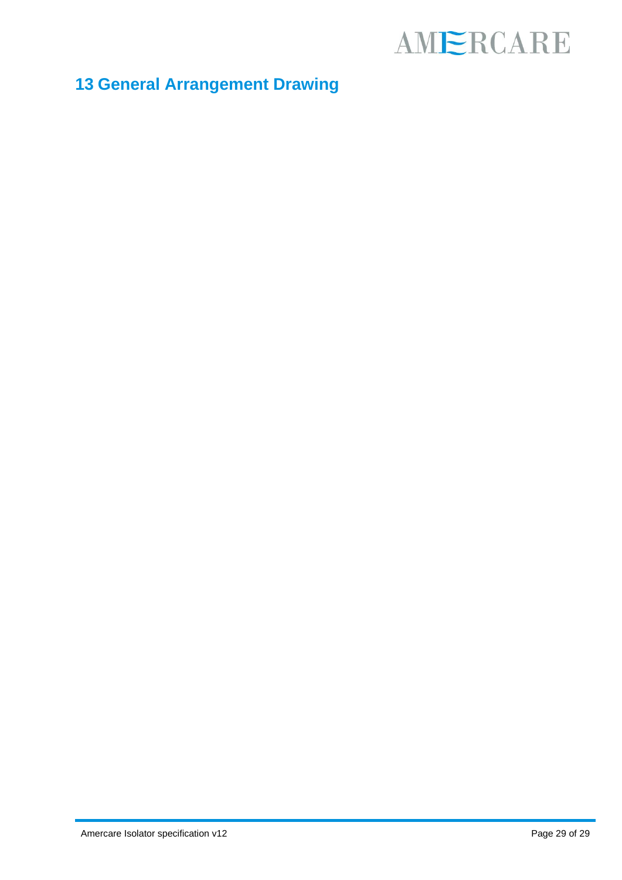# 13 General Arrangement Drawing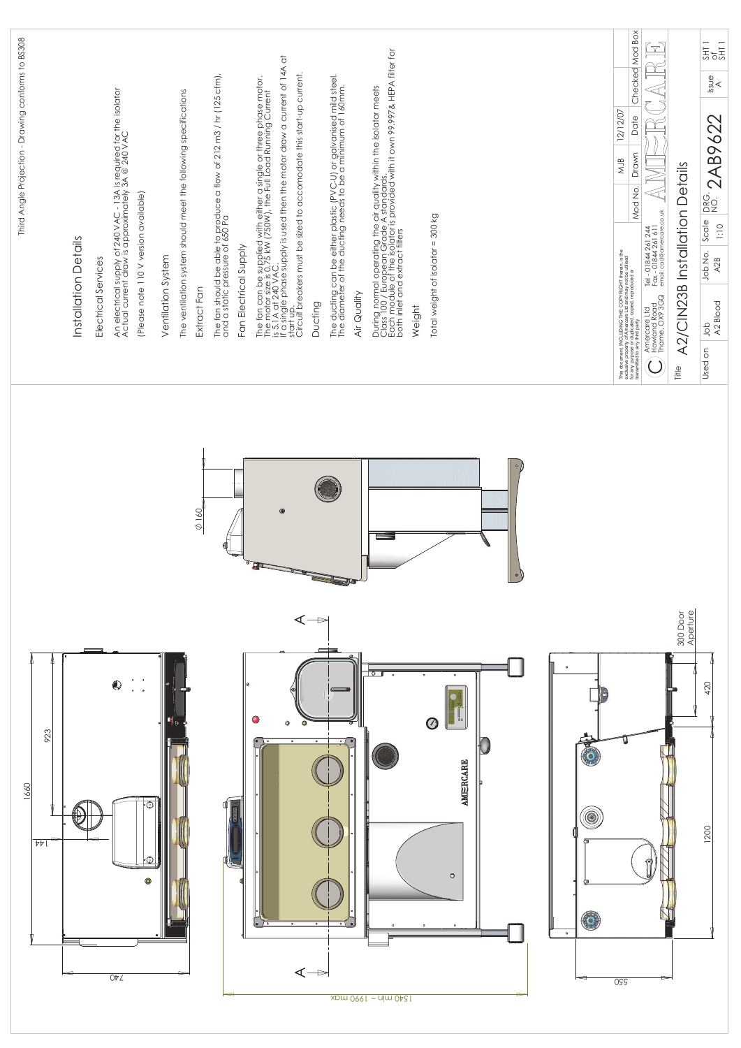Third Angle Projection - Drawing conforms to BS308

# Installation Details

## Electrical Services

An electrical supply of 240 VAC - 13A is required for the isolator
Actual current draw is approximately 3A @ 240 VAC

(Please note 110 V version available)

## Ventilation System

The ventilation system should meet the following specifications

### Extract Fan

The fan should be able to produce a flow of 212 m3 / hr (125 cfm).
and a static pressure of 650 Pa

### Fan Electrical Supply

The fan can be supplied with either a single or three phase motor.
The motor size is 0.75 kW (750W), the Full Load Running Current is 5.1A at 240 VAC.
If a single phase supply is used then the motor draw a current of 14A at start up.
Circuit breakers must be sized to accomodate this start-up current.

### Ducting

The ducting can be either plastic (PVC-U) or galvanised mild steel.
The diameter of the ducting needs to be a minimum of 160mm.

## Air Quality

During normal operating the air quality within the isolator meets Class 100 / European Grade A standards.
Each module of the isolator is provided with it own 99.997& HEPA filter for both inlet and extract filters

## Weight

Total weight of isolator = 300 kg

1660

923

144

740

Ø 160

1540 min ~ 1990 max

550

1200

420

300 Door Aperture

This document, INCLUDING THE COPYRIGHT therein, is the exclusive property of Amercare Ltd and may not be utilised for any purpose or duplicated, copied, reproduced or transmitted to any third party.

Amercare Ltd
Howland Road
Thame, OX9 3GQ

Tel - 01844 261 244
Fax - 01844 261 611
email - cad@amercare.co.uk

AMERCARE

| Mod No. | Drawn | Date | Checked | Mod Box |
|---|---|---|---|---|
| | MJB | 12/12/07 | | |

Title: A2/CIN23B Installation Details

| Used on | Job | Job No. | Scale | DRG. NO. | Issue | SHT |
|---|---|---|---|---|---|---|
| | A2 Blood | A2B | 1:10 | 2AB9622 | A | SHT 1 of SHT 1 |